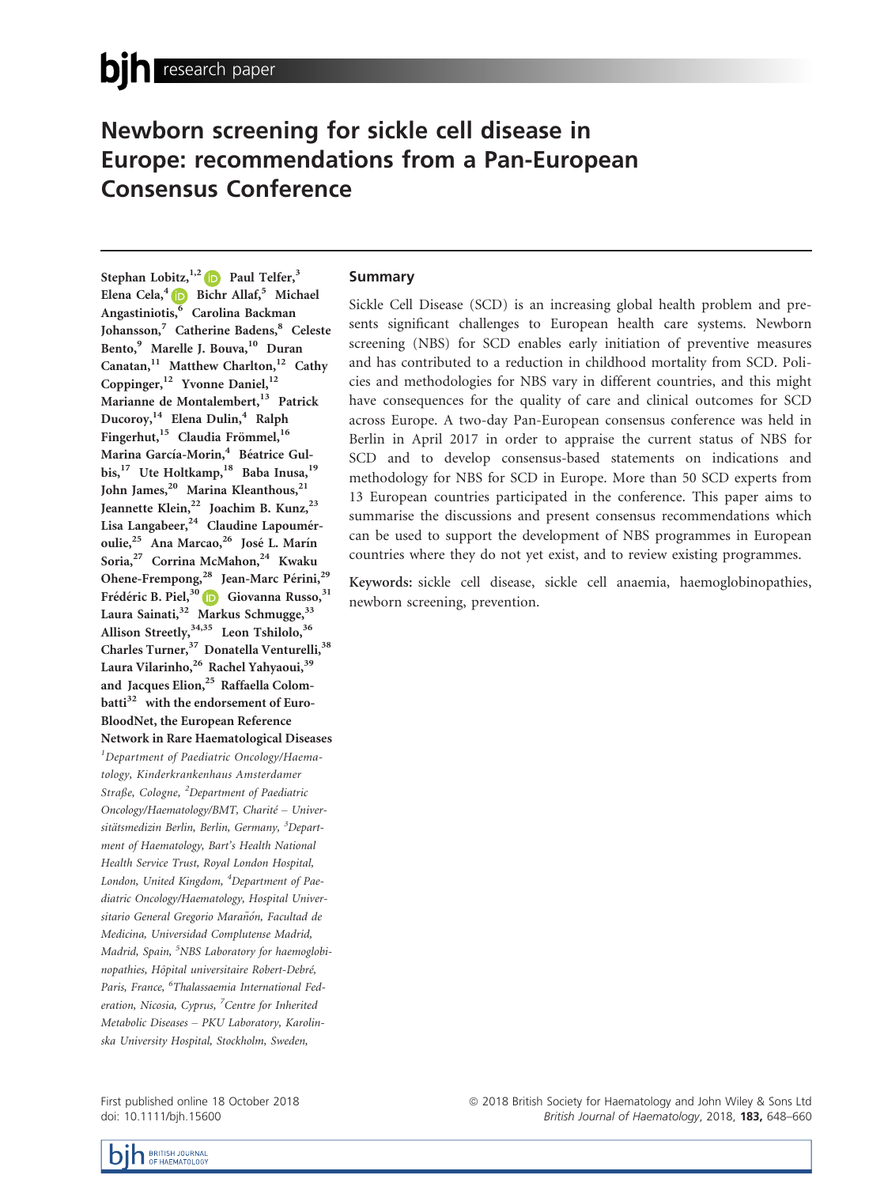# Newborn screening for sickle cell disease in Europe: recommendations from a Pan-European Consensus Conference

Stephan Lobitz,[1,2] Paul Telfer,[3] Elena Cela,[4] Bichr Allaf,[5] Michael Angastiniotis,[6] Carolina Backman Johansson,[7] Catherine Badens,[8] Celeste Bento,[9] Marelle J. Bouva,[10] Duran Canatan,[11] Matthew Charlton,[12] Cathy Coppinger,[12] Yvonne Daniel,[12] Marianne de Montalembert,[13] Patrick Ducoroy,[14] Elena Dulin,[4] Ralph Fingerhut,[15] Claudia Frömmel,[16] Marina García-Morin,[4] Béatrice Gulbis,[17] Ute Holtkamp,[18] Baba Inusa,[19] John James,[20] Marina Kleanthous,[21] Jeannette Klein,[22] Joachim B. Kunz,[23] Lisa Langabeer,[24] Claudine Lapouméroulie,[25] Ana Marcao,[26] José L. Marín Soria,[27] Corrina McMahon,[24] Kwaku Ohene-Frempong,[28] Jean-Marc Périni,[29] Frédéric B. Piel,[30] Giovanna Russo,[31] Laura Sainati,[32] Markus Schmugge,[33] Allison Streetly,[34,35] Leon Tshilolo,[36] Charles Turner,[37] Donatella Venturelli,[38] Laura Vilarinho,[26] Rachel Yahyaoui,[39] and Jacques Elion,[25] Raffaella Colombatti[32] with the endorsement of EuroBloodNet, the European Reference Network in Rare Haematological Diseases

*[1]Department of Paediatric Oncology/Haematology, Kinderkrankenhaus Amsterdamer Straße, Cologne, [2]Department of Paediatric Oncology/Haematology/BMT, Charité – Universitätsmedizin Berlin, Berlin, Germany, [3]Department of Haematology, Bart's Health National Health Service Trust, Royal London Hospital, London, United Kingdom, [4]Department of Paediatric Oncology/Haematology, Hospital Universitario General Gregorio Marañón, Facultad de Medicina, Universidad Complutense Madrid, Madrid, Spain, [5]NBS Laboratory for haemoglobinopathies, Hôpital universitaire Robert-Debré, Paris, France, [6]Thalassaemia International Federation, Nicosia, Cyprus, [7]Centre for Inherited Metabolic Diseases – PKU Laboratory, Karolinska University Hospital, Stockholm, Sweden,*

## Summary

Sickle Cell Disease (SCD) is an increasing global health problem and presents significant challenges to European health care systems. Newborn screening (NBS) for SCD enables early initiation of preventive measures and has contributed to a reduction in childhood mortality from SCD. Policies and methodologies for NBS vary in different countries, and this might have consequences for the quality of care and clinical outcomes for SCD across Europe. A two-day Pan-European consensus conference was held in Berlin in April 2017 in order to appraise the current status of NBS for SCD and to develop consensus-based statements on indications and methodology for NBS for SCD in Europe. More than 50 SCD experts from 13 European countries participated in the conference. This paper aims to summarise the discussions and present consensus recommendations which can be used to support the development of NBS programmes in European countries where they do not yet exist, and to review existing programmes.

**Keywords:** sickle cell disease, sickle cell anaemia, haemoglobinopathies, newborn screening, prevention.

First published online 18 October 2018
doi: 10.1111/bjh.15600

© 2018 British Society for Haematology and John Wiley & Sons Ltd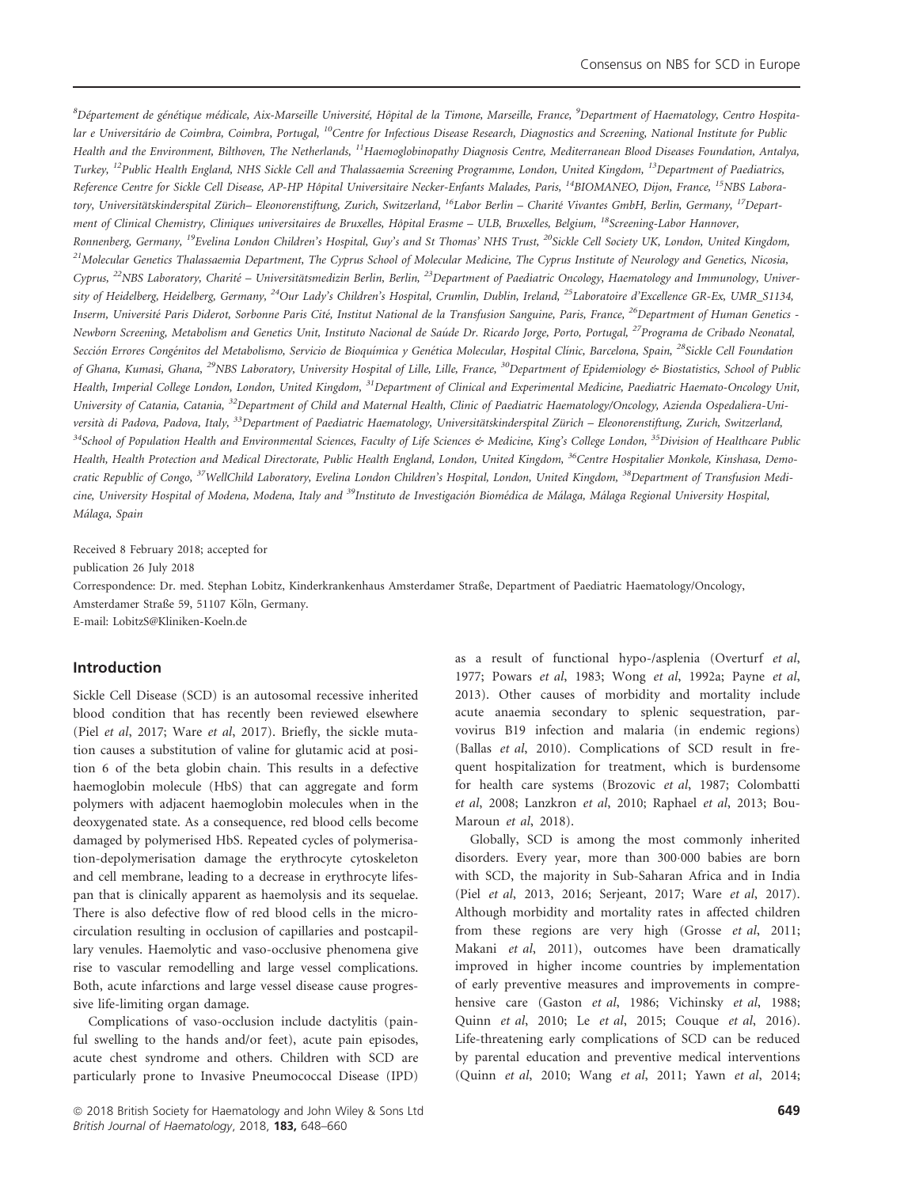[8]Département de génétique médicale, Aix-Marseille Université, Hôpital de la Timone, Marseille, France, [9]Department of Haematology, Centro Hospitalar e Universitário de Coimbra, Coimbra, Portugal, [10]Centre for Infectious Disease Research, Diagnostics and Screening, National Institute for Public Health and the Environment, Bilthoven, The Netherlands, [11]Haemoglobinopathy Diagnosis Centre, Mediterranean Blood Diseases Foundation, Antalya, Turkey, [12]Public Health England, NHS Sickle Cell and Thalassaemia Screening Programme, London, United Kingdom, [13]Department of Paediatrics, Reference Centre for Sickle Cell Disease, AP-HP Hôpital Universitaire Necker-Enfants Malades, Paris, [14]BIOMANEO, Dijon, France, [15]NBS Laboratory, Universitätskinderspital Zürich– Eleonorenstiftung, Zurich, Switzerland, [16]Labor Berlin – Charité Vivantes GmbH, Berlin, Germany, [17]Department of Clinical Chemistry, Cliniques universitaires de Bruxelles, Hôpital Erasme – ULB, Bruxelles, Belgium, [18]Screening-Labor Hannover, Ronnenberg, Germany, [19]Evelina London Children's Hospital, Guy's and St Thomas' NHS Trust, [20]Sickle Cell Society UK, London, United Kingdom, [21]Molecular Genetics Thalassaemia Department, The Cyprus School of Molecular Medicine, The Cyprus Institute of Neurology and Genetics, Nicosia, Cyprus, [22]NBS Laboratory, Charité – Universitätsmedizin Berlin, Berlin, [23]Department of Paediatric Oncology, Haematology and Immunology, University of Heidelberg, Heidelberg, Germany, [24]Our Lady's Children's Hospital, Crumlin, Dublin, Ireland, [25]Laboratoire d'Excellence GR-Ex, UMR_S1134, Inserm, Université Paris Diderot, Sorbonne Paris Cité, Institut National de la Transfusion Sanguine, Paris, France, [26]Department of Human Genetics - Newborn Screening, Metabolism and Genetics Unit, Instituto Nacional de Saúde Dr. Ricardo Jorge, Porto, Portugal, [27]Programa de Cribado Neonatal, Sección Errores Congénitos del Metabolismo, Servicio de Bioquímica y Genética Molecular, Hospital Clínic, Barcelona, Spain, [28]Sickle Cell Foundation of Ghana, Kumasi, Ghana, [29]NBS Laboratory, University Hospital of Lille, Lille, France, [30]Department of Epidemiology & Biostatistics, School of Public Health, Imperial College London, London, United Kingdom, [31]Department of Clinical and Experimental Medicine, Paediatric Haemato-Oncology Unit, University of Catania, Catania, [32]Department of Child and Maternal Health, Clinic of Paediatric Haematology/Oncology, Azienda Ospedaliera-Università di Padova, Padova, Italy, [33]Department of Paediatric Haematology, Universitätskinderspital Zürich – Eleonorenstiftung, Zurich, Switzerland, [34]School of Population Health and Environmental Sciences, Faculty of Life Sciences & Medicine, King's College London, [35]Division of Healthcare Public Health, Health Protection and Medical Directorate, Public Health England, London, United Kingdom, [36]Centre Hospitalier Monkole, Kinshasa, Democratic Republic of Congo, [37]WellChild Laboratory, Evelina London Children's Hospital, London, United Kingdom, [38]Department of Transfusion Medicine, University Hospital of Modena, Modena, Italy and [39]Instituto de Investigación Biomédica de Málaga, Málaga Regional University Hospital, Málaga, Spain

Received 8 February 2018; accepted for publication 26 July 2018

Correspondence: Dr. med. Stephan Lobitz, Kinderkrankenhaus Amsterdamer Straße, Department of Paediatric Haematology/Oncology, Amsterdamer Straße 59, 51107 Köln, Germany.

E-mail: LobitzS@Kliniken-Koeln.de

## Introduction

Sickle Cell Disease (SCD) is an autosomal recessive inherited blood condition that has recently been reviewed elsewhere (Piel *et al*, 2017; Ware *et al*, 2017). Briefly, the sickle mutation causes a substitution of valine for glutamic acid at position 6 of the beta globin chain. This results in a defective haemoglobin molecule (HbS) that can aggregate and form polymers with adjacent haemoglobin molecules when in the deoxygenated state. As a consequence, red blood cells become damaged by polymerised HbS. Repeated cycles of polymerisation-depolymerisation damage the erythrocyte cytoskeleton and cell membrane, leading to a decrease in erythrocyte lifespan that is clinically apparent as haemolysis and its sequelae. There is also defective flow of red blood cells in the microcirculation resulting in occlusion of capillaries and postcapillary venules. Haemolytic and vaso-occlusive phenomena give rise to vascular remodelling and large vessel complications. Both, acute infarctions and large vessel disease cause progressive life-limiting organ damage.

Complications of vaso-occlusion include dactylitis (painful swelling to the hands and/or feet), acute pain episodes, acute chest syndrome and others. Children with SCD are particularly prone to Invasive Pneumococcal Disease (IPD) as a result of functional hypo-/asplenia (Overturf *et al*, 1977; Powars *et al*, 1983; Wong *et al*, 1992a; Payne *et al*, 2013). Other causes of morbidity and mortality include acute anaemia secondary to splenic sequestration, parvovirus B19 infection and malaria (in endemic regions) (Ballas *et al*, 2010). Complications of SCD result in frequent hospitalization for treatment, which is burdensome for health care systems (Brozovic *et al*, 1987; Colombatti *et al*, 2008; Lanzkron *et al*, 2010; Raphael *et al*, 2013; Bou-Maroun *et al*, 2018).

Globally, SCD is among the most commonly inherited disorders. Every year, more than 300·000 babies are born with SCD, the majority in Sub-Saharan Africa and in India (Piel *et al*, 2013, 2016; Serjeant, 2017; Ware *et al*, 2017). Although morbidity and mortality rates in affected children from these regions are very high (Grosse *et al*, 2011; Makani *et al*, 2011), outcomes have been dramatically improved in higher income countries by implementation of early preventive measures and improvements in comprehensive care (Gaston *et al*, 1986; Vichinsky *et al*, 1988; Quinn *et al*, 2010; Le *et al*, 2015; Couque *et al*, 2016). Life-threatening early complications of SCD can be reduced by parental education and preventive medical interventions (Quinn *et al*, 2010; Wang *et al*, 2011; Yawn *et al*, 2014;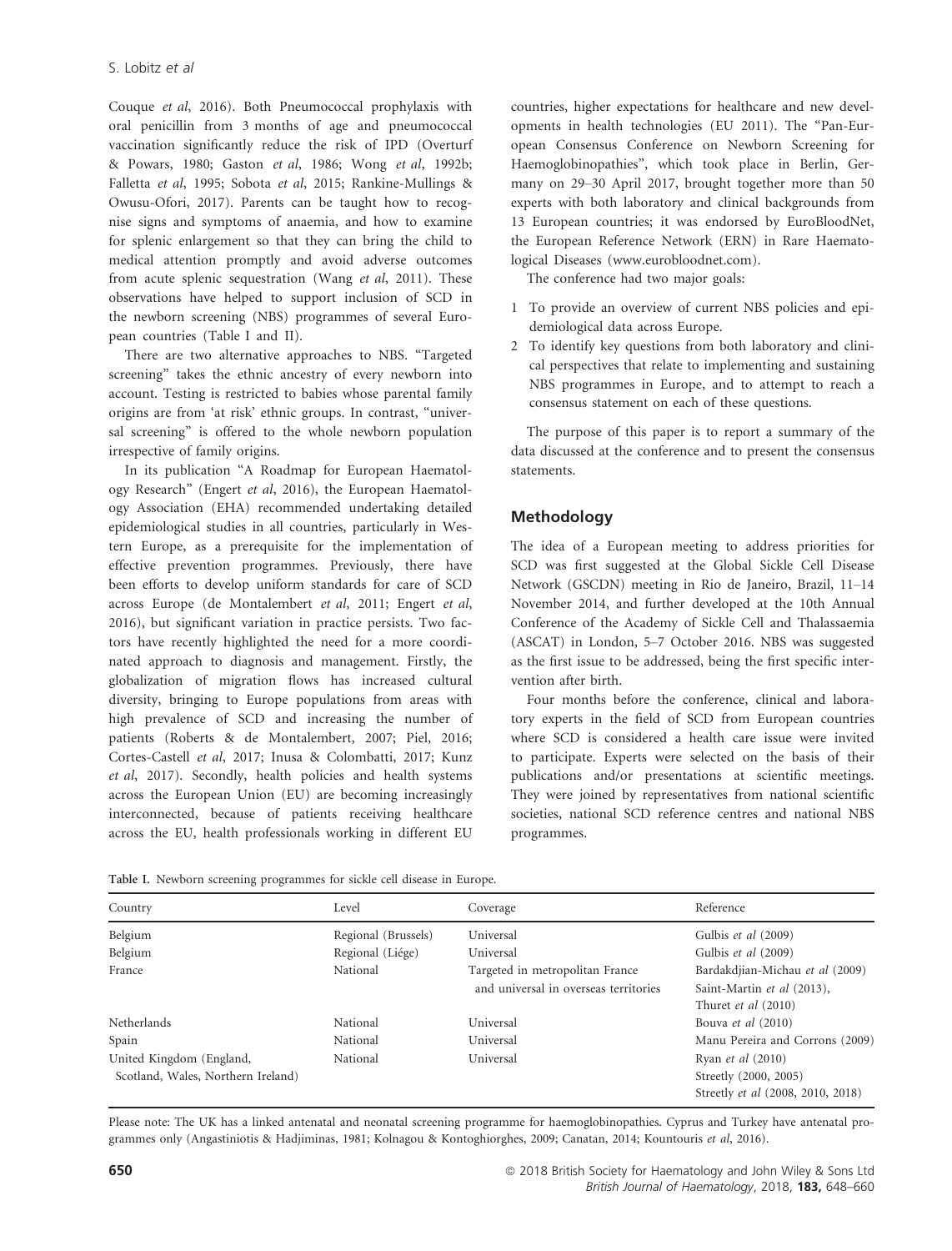Couque *et al*, 2016). Both Pneumococcal prophylaxis with oral penicillin from 3 months of age and pneumococcal vaccination significantly reduce the risk of IPD (Overturf & Powars, 1980; Gaston *et al*, 1986; Wong *et al*, 1992b; Falletta *et al*, 1995; Sobota *et al*, 2015; Rankine-Mullings & Owusu-Ofori, 2017). Parents can be taught how to recognise signs and symptoms of anaemia, and how to examine for splenic enlargement so that they can bring the child to medical attention promptly and avoid adverse outcomes from acute splenic sequestration (Wang *et al*, 2011). These observations have helped to support inclusion of SCD in the newborn screening (NBS) programmes of several European countries (Table I and II).

There are two alternative approaches to NBS. "Targeted screening" takes the ethnic ancestry of every newborn into account. Testing is restricted to babies whose parental family origins are from 'at risk' ethnic groups. In contrast, "universal screening" is offered to the whole newborn population irrespective of family origins.

In its publication "A Roadmap for European Haematology Research" (Engert *et al*, 2016), the European Haematology Association (EHA) recommended undertaking detailed epidemiological studies in all countries, particularly in Western Europe, as a prerequisite for the implementation of effective prevention programmes. Previously, there have been efforts to develop uniform standards for care of SCD across Europe (de Montalembert *et al*, 2011; Engert *et al*, 2016), but significant variation in practice persists. Two factors have recently highlighted the need for a more coordinated approach to diagnosis and management. Firstly, the globalization of migration flows has increased cultural diversity, bringing to Europe populations from areas with high prevalence of SCD and increasing the number of patients (Roberts & de Montalembert, 2007; Piel, 2016; Cortes-Castell *et al*, 2017; Inusa & Colombatti, 2017; Kunz *et al*, 2017). Secondly, health policies and health systems across the European Union (EU) are becoming increasingly interconnected, because of patients receiving healthcare across the EU, health professionals working in different EU countries, higher expectations for healthcare and new developments in health technologies (EU 2011). The "Pan-European Consensus Conference on Newborn Screening for Haemoglobinopathies", which took place in Berlin, Germany on 29–30 April 2017, brought together more than 50 experts with both laboratory and clinical backgrounds from 13 European countries; it was endorsed by EuroBloodNet, the European Reference Network (ERN) in Rare Haematological Diseases (www.eurobloodnet.com).

The conference had two major goals:

1. To provide an overview of current NBS policies and epidemiological data across Europe.
2. To identify key questions from both laboratory and clinical perspectives that relate to implementing and sustaining NBS programmes in Europe, and to attempt to reach a consensus statement on each of these questions.

The purpose of this paper is to report a summary of the data discussed at the conference and to present the consensus statements.

## Methodology

The idea of a European meeting to address priorities for SCD was first suggested at the Global Sickle Cell Disease Network (GSCDN) meeting in Rio de Janeiro, Brazil, 11–14 November 2014, and further developed at the 10th Annual Conference of the Academy of Sickle Cell and Thalassaemia (ASCAT) in London, 5–7 October 2016. NBS was suggested as the first issue to be addressed, being the first specific intervention after birth.

Four months before the conference, clinical and laboratory experts in the field of SCD from European countries where SCD is considered a health care issue were invited to participate. Experts were selected on the basis of their publications and/or presentations at scientific meetings. They were joined by representatives from national scientific societies, national SCD reference centres and national NBS programmes.

**Table I.** Newborn screening programmes for sickle cell disease in Europe.

| Country | Level | Coverage | Reference |
|---|---|---|---|
| Belgium | Regional (Brussels) | Universal | Gulbis *et al* (2009) |
| Belgium | Regional (Liége) | Universal | Gulbis *et al* (2009) |
| France | National | Targeted in metropolitan France and universal in overseas territories | Bardakdjian-Michau *et al* (2009) Saint-Martin *et al* (2013), Thuret *et al* (2010) |
| Netherlands | National | Universal | Bouva *et al* (2010) |
| Spain | National | Universal | Manu Pereira and Corrons (2009) |
| United Kingdom (England, Scotland, Wales, Northern Ireland) | National | Universal | Ryan *et al* (2010) Streetly (2000, 2005) Streetly *et al* (2008, 2010, 2018) |

Please note: The UK has a linked antenatal and neonatal screening programme for haemoglobinopathies. Cyprus and Turkey have antenatal programmes only (Angastiniotis & Hadjiminas, 1981; Kolnagou & Kontoghiorghes, 2009; Canatan, 2014; Kountouris *et al*, 2016).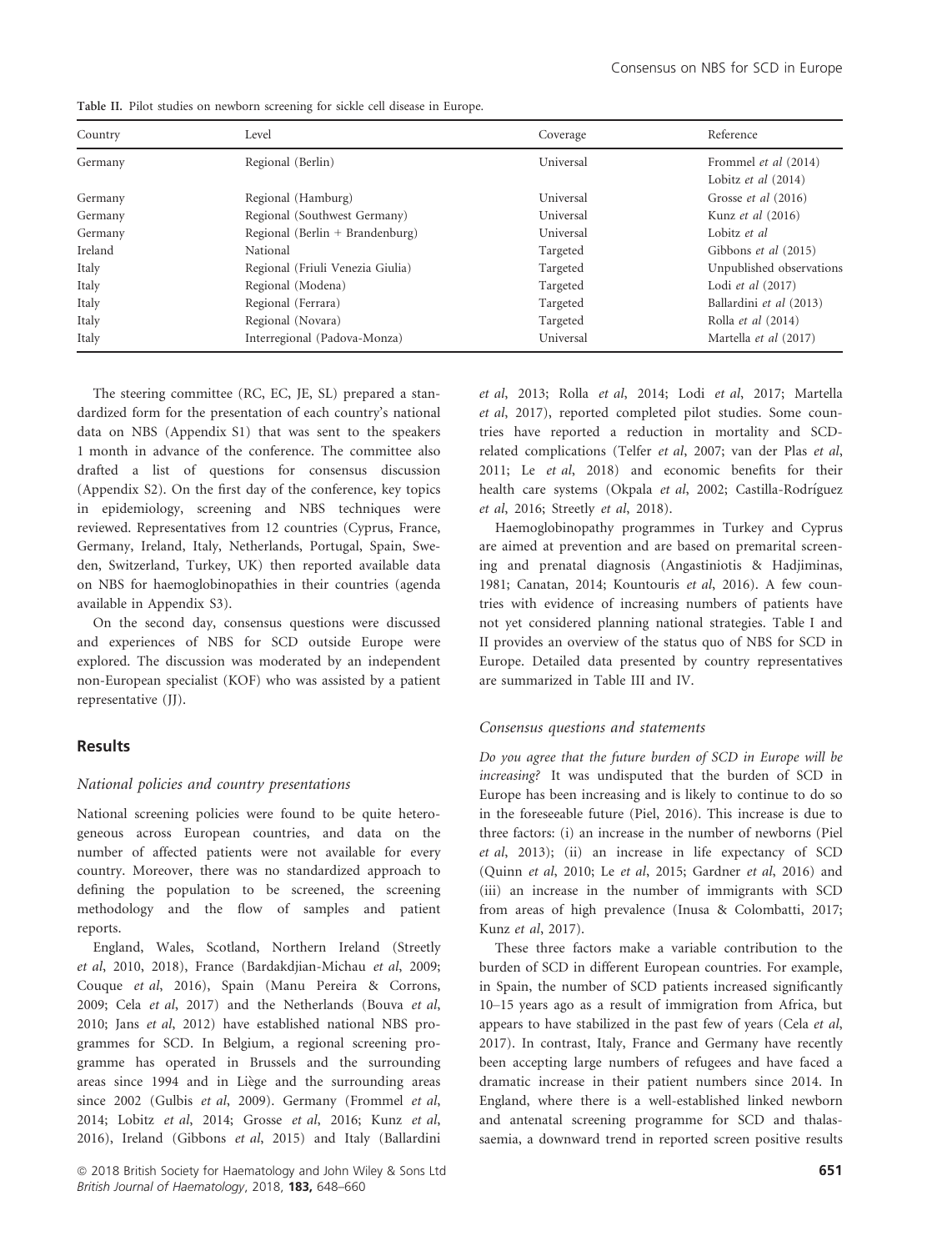Table II. Pilot studies on newborn screening for sickle cell disease in Europe.

| Country | Level | Coverage | Reference |
|---|---|---|---|
| Germany | Regional (Berlin) | Universal | Frommel *et al* (2014) Lobitz *et al* (2014) |
| Germany | Regional (Hamburg) | Universal | Grosse *et al* (2016) |
| Germany | Regional (Southwest Germany) | Universal | Kunz *et al* (2016) |
| Germany | Regional (Berlin + Brandenburg) | Universal | Lobitz *et al* |
| Ireland | National | Targeted | Gibbons *et al* (2015) |
| Italy | Regional (Friuli Venezia Giulia) | Targeted | Unpublished observations |
| Italy | Regional (Modena) | Targeted | Lodi *et al* (2017) |
| Italy | Regional (Ferrara) | Targeted | Ballardini *et al* (2013) |
| Italy | Regional (Novara) | Targeted | Rolla *et al* (2014) |
| Italy | Interregional (Padova-Monza) | Universal | Martella *et al* (2017) |

The steering committee (RC, EC, JE, SL) prepared a standardized form for the presentation of each country's national data on NBS (Appendix S1) that was sent to the speakers 1 month in advance of the conference. The committee also drafted a list of questions for consensus discussion (Appendix S2). On the first day of the conference, key topics in epidemiology, screening and NBS techniques were reviewed. Representatives from 12 countries (Cyprus, France, Germany, Ireland, Italy, Netherlands, Portugal, Spain, Sweden, Switzerland, Turkey, UK) then reported available data on NBS for haemoglobinopathies in their countries (agenda available in Appendix S3).

On the second day, consensus questions were discussed and experiences of NBS for SCD outside Europe were explored. The discussion was moderated by an independent non-European specialist (KOF) who was assisted by a patient representative (JJ).

## Results

### National policies and country presentations

National screening policies were found to be quite heterogeneous across European countries, and data on the number of affected patients were not available for every country. Moreover, there was no standardized approach to defining the population to be screened, the screening methodology and the flow of samples and patient reports.

England, Wales, Scotland, Northern Ireland (Streetly *et al*, 2010, 2018), France (Bardakdjian-Michau *et al*, 2009; Couque *et al*, 2016), Spain (Manu Pereira & Corrons, 2009; Cela *et al*, 2017) and the Netherlands (Bouva *et al*, 2010; Jans *et al*, 2012) have established national NBS programmes for SCD. In Belgium, a regional screening programme has operated in Brussels and the surrounding areas since 1994 and in Liège and the surrounding areas since 2002 (Gulbis *et al*, 2009). Germany (Frommel *et al*, 2014; Lobitz *et al*, 2014; Grosse *et al*, 2016; Kunz *et al*, 2016), Ireland (Gibbons *et al*, 2015) and Italy (Ballardini *et al*, 2013; Rolla *et al*, 2014; Lodi *et al*, 2017; Martella *et al*, 2017), reported completed pilot studies. Some countries have reported a reduction in mortality and SCD-related complications (Telfer *et al*, 2007; van der Plas *et al*, 2011; Le *et al*, 2018) and economic benefits for their health care systems (Okpala *et al*, 2002; Castilla-Rodríguez *et al*, 2016; Streetly *et al*, 2018).

Haemoglobinopathy programmes in Turkey and Cyprus are aimed at prevention and are based on premarital screening and prenatal diagnosis (Angastiniotis & Hadjiminas, 1981; Canatan, 2014; Kountouris *et al*, 2016). A few countries with evidence of increasing numbers of patients have not yet considered planning national strategies. Table I and II provides an overview of the status quo of NBS for SCD in Europe. Detailed data presented by country representatives are summarized in Table III and IV.

### Consensus questions and statements

*Do you agree that the future burden of SCD in Europe will be increasing?* It was undisputed that the burden of SCD in Europe has been increasing and is likely to continue to do so in the foreseeable future (Piel, 2016). This increase is due to three factors: (i) an increase in the number of newborns (Piel *et al*, 2013); (ii) an increase in life expectancy of SCD (Quinn *et al*, 2010; Le *et al*, 2015; Gardner *et al*, 2016) and (iii) an increase in the number of immigrants with SCD from areas of high prevalence (Inusa & Colombatti, 2017; Kunz *et al*, 2017).

These three factors make a variable contribution to the burden of SCD in different European countries. For example, in Spain, the number of SCD patients increased significantly 10–15 years ago as a result of immigration from Africa, but appears to have stabilized in the past few of years (Cela *et al*, 2017). In contrast, Italy, France and Germany have recently been accepting large numbers of refugees and have faced a dramatic increase in their patient numbers since 2014. In England, where there is a well-established linked newborn and antenatal screening programme for SCD and thalassaemia, a downward trend in reported screen positive results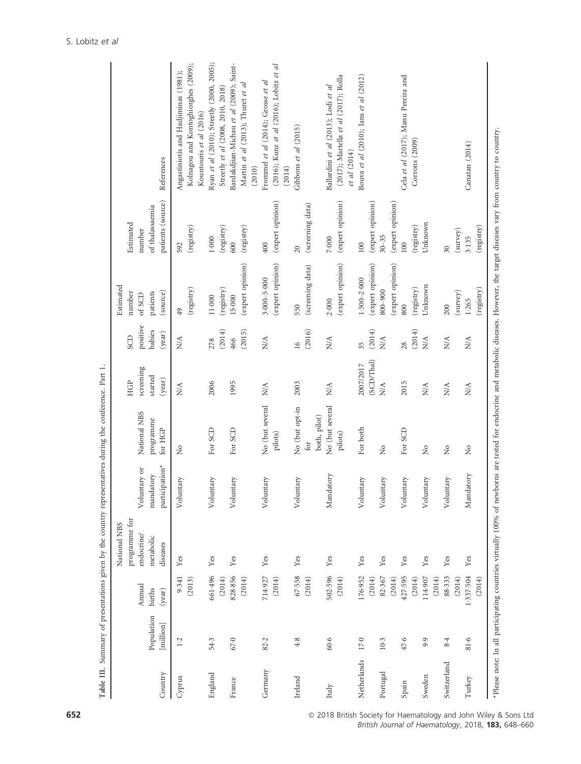**Table III.** Summary of presentations given by the country representatives during the conference. Part 1.

| Country | Population [million] | Annual births (year) | National NBS programme for endocrine/ metabolic diseases | Voluntary or mandatory participation* | National NBS programme for HGP | HGP screening started (year) | SCD positive babies (year) | Estimated number of SCD patients (source) | Estimated number of thalassaemia patients (source) | References |
|---|---|---|---|---|---|---|---|---|---|---|
| Cyprus | 1·2 | 9·341 (2013) | Yes | Voluntary | No | N/A | N/A | 49 (registry) | 592 (registry) | Angastiniotis and Hadjiminas (1981); Kolnagou and Kontoghiorghes (2009); Kountouris *et al* (2016) |
| England | 54·3 | 661·496 (2014) | Yes | Voluntary | For SCD | 2006 | 278 (2014) | 11·000 (registry) | 1·000 (registry) | Ryan *et al* (2010); Streetly (2000, 2005); Streetly *et al* (2008, 2010, 2018) |
| France | 67·0 | 828·856 (2014) | Yes | Voluntary | For SCD | 1995 | 466 (2015) | 15·000 (expert opinion) | 600 (registry) | Bardakdjian-Michau *et al* (2009); Saint-Martin *et al* (2013); Thuret *et al* (2010) |
| Germany | 82·2 | 714·927 (2014) | Yes | Voluntary | No (but several pilots) | N/A | N/A | 3·000–5·000 (expert opinion) | 400 (expert opinion) | Frommel *et al* (2014); Grosse *et al* (2016); Kunz *et al* (2016); Lobitz *et al* (2014) |
| Ireland | 4·8 | 67·558 (2014) | Yes | Voluntary | No (but opt-in for both, pilot) | 2003 | 16 (2016) | 550 (screening data) | 20 (screening data) | Gibbons *et al* (2015) |
| Italy | 60·6 | 502·596 (2014) | Yes | Mandatory | No (but several pilots) | N/A | N/A | 2·000 (expert opinion) | 7·000 (expert opinion) | Ballardini *et al* (2013); Lodi *et al* (2017); Martella *et al* (2017); Rolla *et al* (2014) |
| Netherlands | 17·0 | 176·952 (2014) | Yes | Voluntary | For both | 2007/2017 (SCD/Thal) | 35 (2014) | 1·500–2·000 (expert opinion) | 100 (expert opinion) | Bouva *et al* (2010); Jans *et al* (2012) |
| Portugal | 10·3 | 82·367 (2014) | Yes | Voluntary | No | N/A | N/A | 800–900 (expert opinion) | 30–35 (expert opinion) | |
| Spain | 47·6 | 427·595 (2014) | Yes | Voluntary | For SCD | 2015 | 28 (2014) | 800 (registry) | 100 (registry) | Cela *et al* (2017); Manu Pereira and Corrons (2009) |
| Sweden | 9·9 | 114·907 (2014) | Yes | Voluntary | No | N/A | N/A | Unknown | Unknown | |
| Switzerland | 8·4 | 88·333 (2014) | Yes | Voluntary | No | N/A | N/A | 200 (survey) | 30 (survey) | |
| Turkey | 81·6 | 1·337·504 (2014) | Yes | Mandatory | No | N/A | N/A | 1·265 (registry) | 3·135 (registry) | Canatan (2014) |

*Please note: In all participating countries virtually 100% of newborns are tested for endocrine and metabolic diseases. However, the target diseases vary from country to country.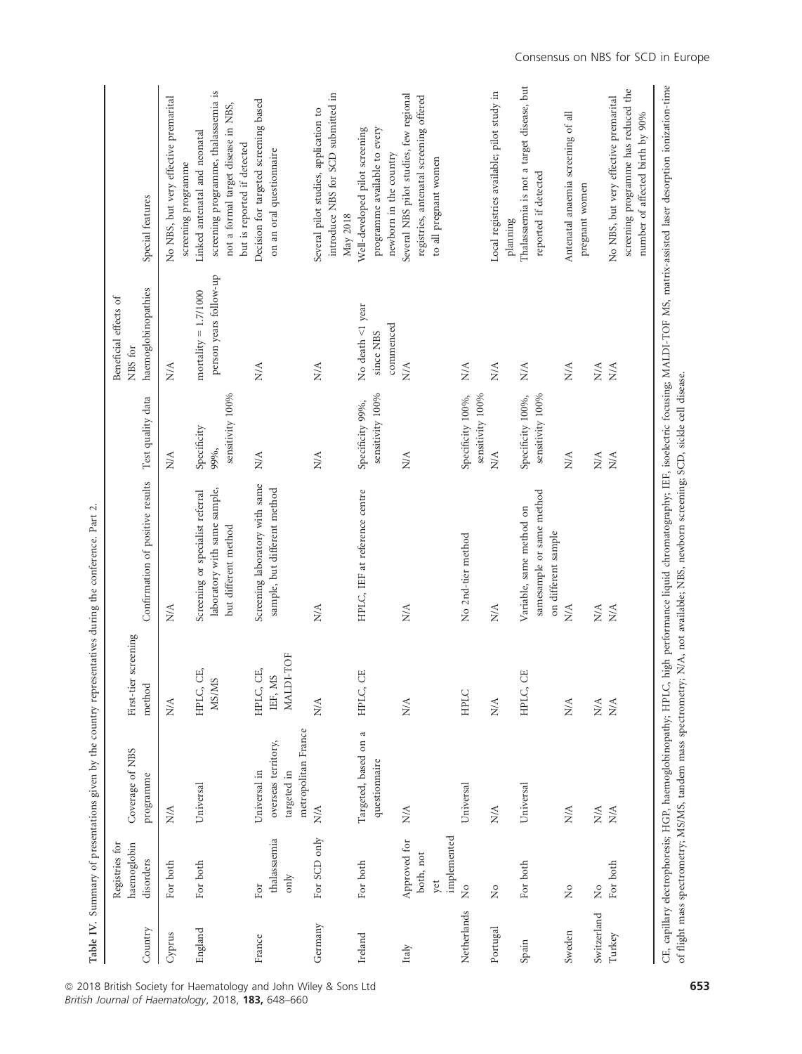**Table IV.** Summary of presentations given by the country representatives during the conference. Part 2.

| Country | Registries for haemoglobin disorders | Coverage of NBS programme | First-tier screening method | Confirmation of positive results | Test quality data | Beneficial effects of NBS for haemoglobinopathies | Special features |
|---|---|---|---|---|---|---|---|
| Cyprus | For both | N/A | N/A | N/A | N/A | N/A | No NBS, but very effective premarital screening programme |
| England | For both | Universal | HPLC, CE, MS/MS | Screening or specialist referral laboratory with same sample, but different method | Specificity 99%, sensitivity 100% | mortality = 1.7/1000 person years follow-up | Linked antenatal and neonatal screening programme, thalassaemia is not a formal target disease in NBS, but is reported if detected |
| France | For thalassaemia only | Universal in overseas territory, targeted in metropolitan France | HPLC, CE, IEF, MS MALDI-TOF | Screening laboratory with same sample, but different method | N/A | N/A | Decision for targeted screening based on an oral questionnaire |
| Germany | For SCD only | N/A | N/A | N/A | N/A | N/A | Several pilot studies, application to introduce NBS for SCD submitted in May 2018 |
| Ireland | For both | Targeted, based on a questionnaire | HPLC, CE | HPLC, IEF at reference centre | Specificity 99%, sensitivity 100% | No death <1 year since NBS commenced | Well-developed pilot screening programme available to every newborn in the country |
| Italy | Approved for both, not yet implemented | N/A | N/A | N/A | N/A | N/A | Several NBS pilot studies, few regional registries, antenatal screening offered to all pregnant women |
| Netherlands | No | Universal | HPLC | No 2nd-tier method | Specificity 100%, sensitivity 100% | N/A | |
| Portugal | No | N/A | N/A | N/A | N/A | N/A | Local registries available; pilot study in planning |
| Spain | For both | Universal | HPLC, CE | Variable, same method on samesample or same method on different sample | Specificity 100%, sensitivity 100% | N/A | Thalassaemia is not a target disease, but reported if detected |
| Sweden | No | N/A | N/A | N/A | N/A | N/A | Antenatal anaemia screening of all pregnant women |
| Switzerland | No | N/A | N/A | N/A | N/A | N/A | |
| Turkey | For both | N/A | N/A | N/A | N/A | N/A | No NBS, but very effective premarital screening programme has reduced the number of affected birth by 90% |

CE, capillary electrophoresis; HGP, haemoglobinopathy; HPLC, high performance liquid chromatography; IEF, isoelectric focusing; MALDI-TOF MS, matrix-assisted laser desorption ionization-time of flight mass spectrometry; MS/MS, tandem mass spectrometry; N/A, not available; NBS, newborn screening; SCD, sickle cell disease.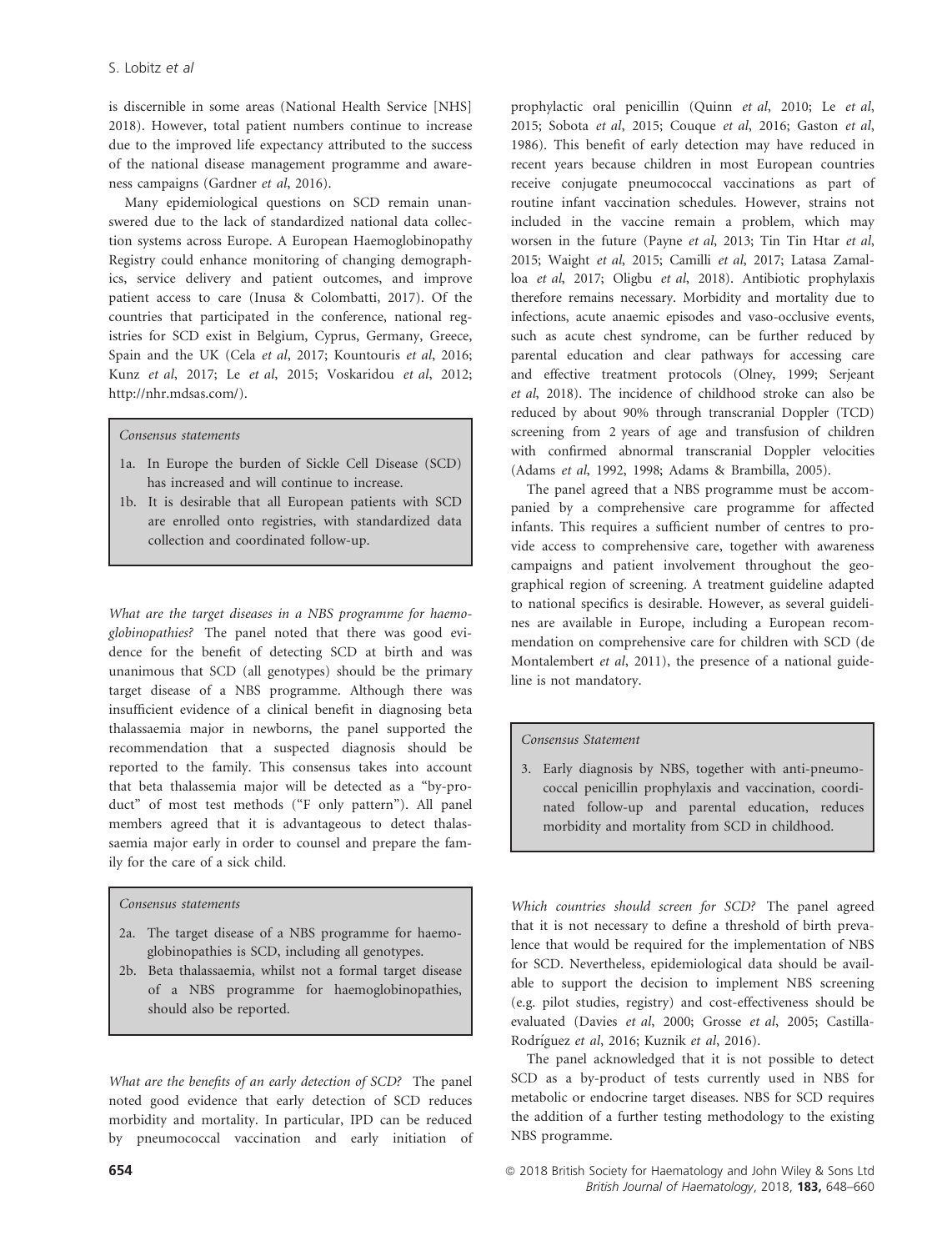is discernible in some areas (National Health Service [NHS] 2018). However, total patient numbers continue to increase due to the improved life expectancy attributed to the success of the national disease management programme and awareness campaigns (Gardner *et al*, 2016).

Many epidemiological questions on SCD remain unanswered due to the lack of standardized national data collection systems across Europe. A European Haemoglobinopathy Registry could enhance monitoring of changing demographics, service delivery and patient outcomes, and improve patient access to care (Inusa & Colombatti, 2017). Of the countries that participated in the conference, national registries for SCD exist in Belgium, Cyprus, Germany, Greece, Spain and the UK (Cela *et al*, 2017; Kountouris *et al*, 2016; Kunz *et al*, 2017; Le *et al*, 2015; Voskaridou *et al*, 2012; http://nhr.mdsas.com/).

> *Consensus statements*
>
> 1a. In Europe the burden of Sickle Cell Disease (SCD) has increased and will continue to increase.
>
> 1b. It is desirable that all European patients with SCD are enrolled onto registries, with standardized data collection and coordinated follow-up.

*What are the target diseases in a NBS programme for haemoglobinopathies?* The panel noted that there was good evidence for the benefit of detecting SCD at birth and was unanimous that SCD (all genotypes) should be the primary target disease of a NBS programme. Although there was insufficient evidence of a clinical benefit in diagnosing beta thalassaemia major in newborns, the panel supported the recommendation that a suspected diagnosis should be reported to the family. This consensus takes into account that beta thalassemia major will be detected as a "by-product" of most test methods ("F only pattern"). All panel members agreed that it is advantageous to detect thalassaemia major early in order to counsel and prepare the family for the care of a sick child.

> *Consensus statements*
>
> 2a. The target disease of a NBS programme for haemoglobinopathies is SCD, including all genotypes.
>
> 2b. Beta thalassaemia, whilst not a formal target disease of a NBS programme for haemoglobinopathies, should also be reported.

*What are the benefits of an early detection of SCD?* The panel noted good evidence that early detection of SCD reduces morbidity and mortality. In particular, IPD can be reduced by pneumococcal vaccination and early initiation of prophylactic oral penicillin (Quinn *et al*, 2010; Le *et al*, 2015; Sobota *et al*, 2015; Couque *et al*, 2016; Gaston *et al*, 1986). This benefit of early detection may have reduced in recent years because children in most European countries receive conjugate pneumococcal vaccinations as part of routine infant vaccination schedules. However, strains not included in the vaccine remain a problem, which may worsen in the future (Payne *et al*, 2013; Tin Tin Htar *et al*, 2015; Waight *et al*, 2015; Camilli *et al*, 2017; Latasa Zamalloa *et al*, 2017; Oligbu *et al*, 2018). Antibiotic prophylaxis therefore remains necessary. Morbidity and mortality due to infections, acute anaemic episodes and vaso-occlusive events, such as acute chest syndrome, can be further reduced by parental education and clear pathways for accessing care and effective treatment protocols (Olney, 1999; Serjeant *et al*, 2018). The incidence of childhood stroke can also be reduced by about 90% through transcranial Doppler (TCD) screening from 2 years of age and transfusion of children with confirmed abnormal transcranial Doppler velocities (Adams *et al*, 1992, 1998; Adams & Brambilla, 2005).

The panel agreed that a NBS programme must be accompanied by a comprehensive care programme for affected infants. This requires a sufficient number of centres to provide access to comprehensive care, together with awareness campaigns and patient involvement throughout the geographical region of screening. A treatment guideline adapted to national specifics is desirable. However, as several guidelines are available in Europe, including a European recommendation on comprehensive care for children with SCD (de Montalembert *et al*, 2011), the presence of a national guideline is not mandatory.

> *Consensus Statement*
>
> 3. Early diagnosis by NBS, together with anti-pneumococcal penicillin prophylaxis and vaccination, coordinated follow-up and parental education, reduces morbidity and mortality from SCD in childhood.

*Which countries should screen for SCD?* The panel agreed that it is not necessary to define a threshold of birth prevalence that would be required for the implementation of NBS for SCD. Nevertheless, epidemiological data should be available to support the decision to implement NBS screening (e.g. pilot studies, registry) and cost-effectiveness should be evaluated (Davies *et al*, 2000; Grosse *et al*, 2005; Castilla-Rodríguez *et al*, 2016; Kuznik *et al*, 2016).

The panel acknowledged that it is not possible to detect SCD as a by-product of tests currently used in NBS for metabolic or endocrine target diseases. NBS for SCD requires the addition of a further testing methodology to the existing NBS programme.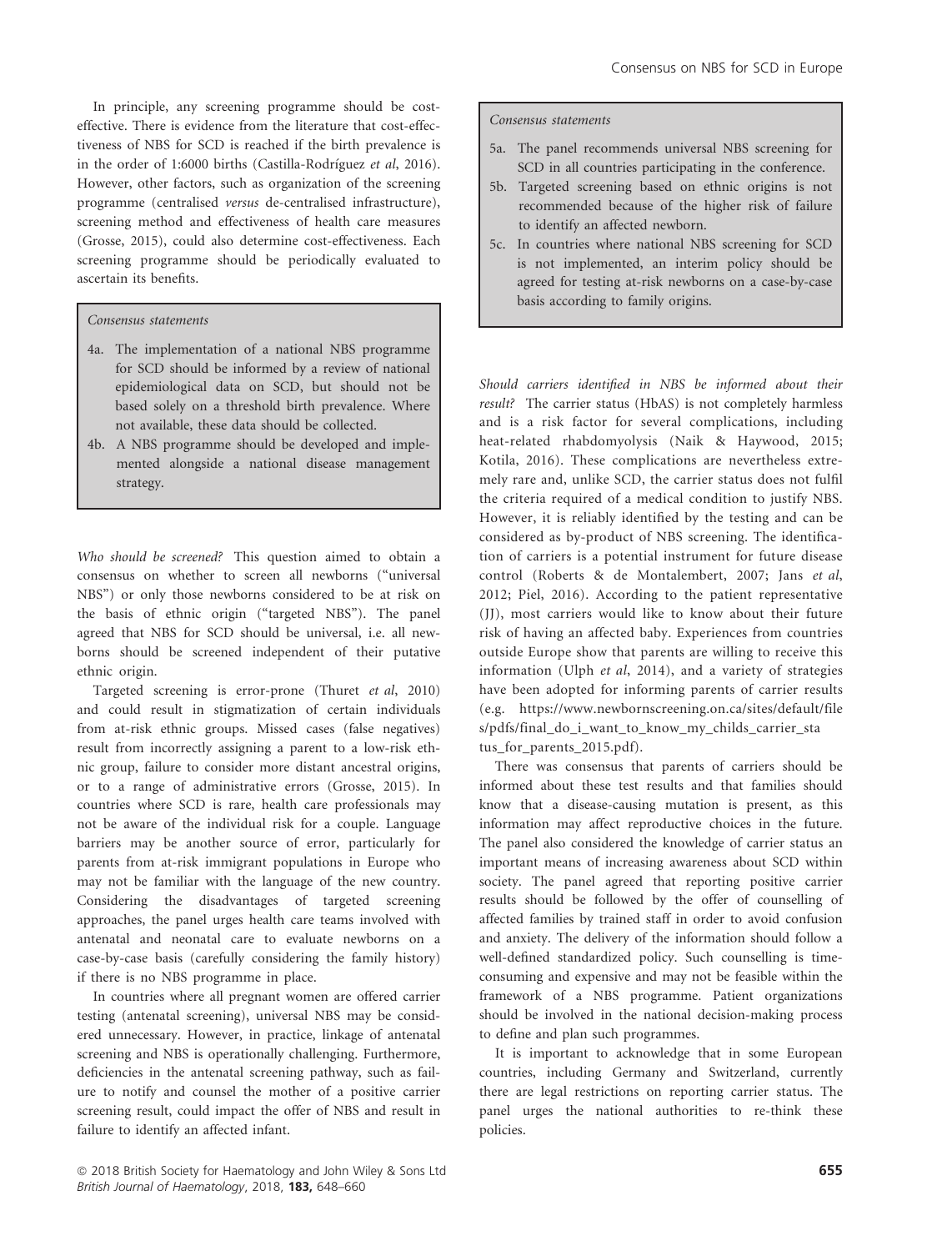In principle, any screening programme should be cost-effective. There is evidence from the literature that cost-effectiveness of NBS for SCD is reached if the birth prevalence is in the order of 1:6000 births (Castilla-Rodríguez *et al*, 2016). However, other factors, such as organization of the screening programme (centralised *versus* de-centralised infrastructure), screening method and effectiveness of health care measures (Grosse, 2015), could also determine cost-effectiveness. Each screening programme should be periodically evaluated to ascertain its benefits.

> *Consensus statements*
>
> 4a. The implementation of a national NBS programme for SCD should be informed by a review of national epidemiological data on SCD, but should not be based solely on a threshold birth prevalence. Where not available, these data should be collected.
>
> 4b. A NBS programme should be developed and implemented alongside a national disease management strategy.

*Who should be screened?* This question aimed to obtain a consensus on whether to screen all newborns ("universal NBS") or only those newborns considered to be at risk on the basis of ethnic origin ("targeted NBS"). The panel agreed that NBS for SCD should be universal, i.e. all newborns should be screened independent of their putative ethnic origin.

Targeted screening is error-prone (Thuret *et al*, 2010) and could result in stigmatization of certain individuals from at-risk ethnic groups. Missed cases (false negatives) result from incorrectly assigning a parent to a low-risk ethnic group, failure to consider more distant ancestral origins, or to a range of administrative errors (Grosse, 2015). In countries where SCD is rare, health care professionals may not be aware of the individual risk for a couple. Language barriers may be another source of error, particularly for parents from at-risk immigrant populations in Europe who may not be familiar with the language of the new country. Considering the disadvantages of targeted screening approaches, the panel urges health care teams involved with antenatal and neonatal care to evaluate newborns on a case-by-case basis (carefully considering the family history) if there is no NBS programme in place.

In countries where all pregnant women are offered carrier testing (antenatal screening), universal NBS may be considered unnecessary. However, in practice, linkage of antenatal screening and NBS is operationally challenging. Furthermore, deficiencies in the antenatal screening pathway, such as failure to notify and counsel the mother of a positive carrier screening result, could impact the offer of NBS and result in failure to identify an affected infant.

> *Consensus statements*
>
> 5a. The panel recommends universal NBS screening for SCD in all countries participating in the conference.
>
> 5b. Targeted screening based on ethnic origins is not recommended because of the higher risk of failure to identify an affected newborn.
>
> 5c. In countries where national NBS screening for SCD is not implemented, an interim policy should be agreed for testing at-risk newborns on a case-by-case basis according to family origins.

*Should carriers identified in NBS be informed about their result?* The carrier status (HbAS) is not completely harmless and is a risk factor for several complications, including heat-related rhabdomyolysis (Naik & Haywood, 2015; Kotila, 2016). These complications are nevertheless extremely rare and, unlike SCD, the carrier status does not fulfil the criteria required of a medical condition to justify NBS. However, it is reliably identified by the testing and can be considered as by-product of NBS screening. The identification of carriers is a potential instrument for future disease control (Roberts & de Montalembert, 2007; Jans *et al*, 2012; Piel, 2016). According to the patient representative (JJ), most carriers would like to know about their future risk of having an affected baby. Experiences from countries outside Europe show that parents are willing to receive this information (Ulph *et al*, 2014), and a variety of strategies have been adopted for informing parents of carrier results (e.g. https://www.newbornscreening.on.ca/sites/default/files/pdfs/final_do_i_want_to_know_my_childs_carrier_status_for_parents_2015.pdf).

There was consensus that parents of carriers should be informed about these test results and that families should know that a disease-causing mutation is present, as this information may affect reproductive choices in the future. The panel also considered the knowledge of carrier status an important means of increasing awareness about SCD within society. The panel agreed that reporting positive carrier results should be followed by the offer of counselling of affected families by trained staff in order to avoid confusion and anxiety. The delivery of the information should follow a well-defined standardized policy. Such counselling is time-consuming and expensive and may not be feasible within the framework of a NBS programme. Patient organizations should be involved in the national decision-making process to define and plan such programmes.

It is important to acknowledge that in some European countries, including Germany and Switzerland, currently there are legal restrictions on reporting carrier status. The panel urges the national authorities to re-think these policies.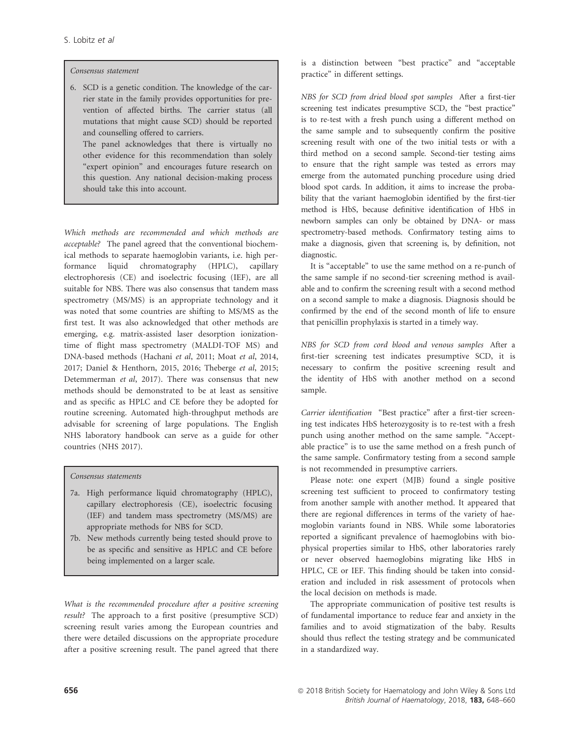*Consensus statement*

6. SCD is a genetic condition. The knowledge of the carrier state in the family provides opportunities for prevention of affected births. The carrier status (all mutations that might cause SCD) should be reported and counselling offered to carriers.

   The panel acknowledges that there is virtually no other evidence for this recommendation than solely "expert opinion" and encourages future research on this question. Any national decision-making process should take this into account.

*Which methods are recommended and which methods are acceptable?* The panel agreed that the conventional biochemical methods to separate haemoglobin variants, i.e. high performance liquid chromatography (HPLC), capillary electrophoresis (CE) and isoelectric focusing (IEF), are all suitable for NBS. There was also consensus that tandem mass spectrometry (MS/MS) is an appropriate technology and it was noted that some countries are shifting to MS/MS as the first test. It was also acknowledged that other methods are emerging, e.g. matrix-assisted laser desorption ionization-time of flight mass spectrometry (MALDI-TOF MS) and DNA-based methods (Hachani *et al*, 2011; Moat *et al*, 2014, 2017; Daniel & Henthorn, 2015, 2016; Theberge *et al*, 2015; Detemmerman *et al*, 2017). There was consensus that new methods should be demonstrated to be at least as sensitive and as specific as HPLC and CE before they be adopted for routine screening. Automated high-throughput methods are advisable for screening of large populations. The English NHS laboratory handbook can serve as a guide for other countries (NHS 2017).

*Consensus statements*

7a. High performance liquid chromatography (HPLC), capillary electrophoresis (CE), isoelectric focusing (IEF) and tandem mass spectrometry (MS/MS) are appropriate methods for NBS for SCD.

7b. New methods currently being tested should prove to be as specific and sensitive as HPLC and CE before being implemented on a larger scale.

*What is the recommended procedure after a positive screening result?* The approach to a first positive (presumptive SCD) screening result varies among the European countries and there were detailed discussions on the appropriate procedure after a positive screening result. The panel agreed that there is a distinction between "best practice" and "acceptable practice" in different settings.

*NBS for SCD from dried blood spot samples* After a first-tier screening test indicates presumptive SCD, the "best practice" is to re-test with a fresh punch using a different method on the same sample and to subsequently confirm the positive screening result with one of the two initial tests or with a third method on a second sample. Second-tier testing aims to ensure that the right sample was tested as errors may emerge from the automated punching procedure using dried blood spot cards. In addition, it aims to increase the probability that the variant haemoglobin identified by the first-tier method is HbS, because definitive identification of HbS in newborn samples can only be obtained by DNA- or mass spectrometry-based methods. Confirmatory testing aims to make a diagnosis, given that screening is, by definition, not diagnostic.

It is "acceptable" to use the same method on a re-punch of the same sample if no second-tier screening method is available and to confirm the screening result with a second method on a second sample to make a diagnosis. Diagnosis should be confirmed by the end of the second month of life to ensure that penicillin prophylaxis is started in a timely way.

*NBS for SCD from cord blood and venous samples* After a first-tier screening test indicates presumptive SCD, it is necessary to confirm the positive screening result and the identity of HbS with another method on a second sample.

*Carrier identification* "Best practice" after a first-tier screening test indicates HbS heterozygosity is to re-test with a fresh punch using another method on the same sample. "Acceptable practice" is to use the same method on a fresh punch of the same sample. Confirmatory testing from a second sample is not recommended in presumptive carriers.

Please note: one expert (MJB) found a single positive screening test sufficient to proceed to confirmatory testing from another sample with another method. It appeared that there are regional differences in terms of the variety of haemoglobin variants found in NBS. While some laboratories reported a significant prevalence of haemoglobins with biophysical properties similar to HbS, other laboratories rarely or never observed haemoglobins migrating like HbS in HPLC, CE or IEF. This finding should be taken into consideration and included in risk assessment of protocols when the local decision on methods is made.

The appropriate communication of positive test results is of fundamental importance to reduce fear and anxiety in the families and to avoid stigmatization of the baby. Results should thus reflect the testing strategy and be communicated in a standardized way.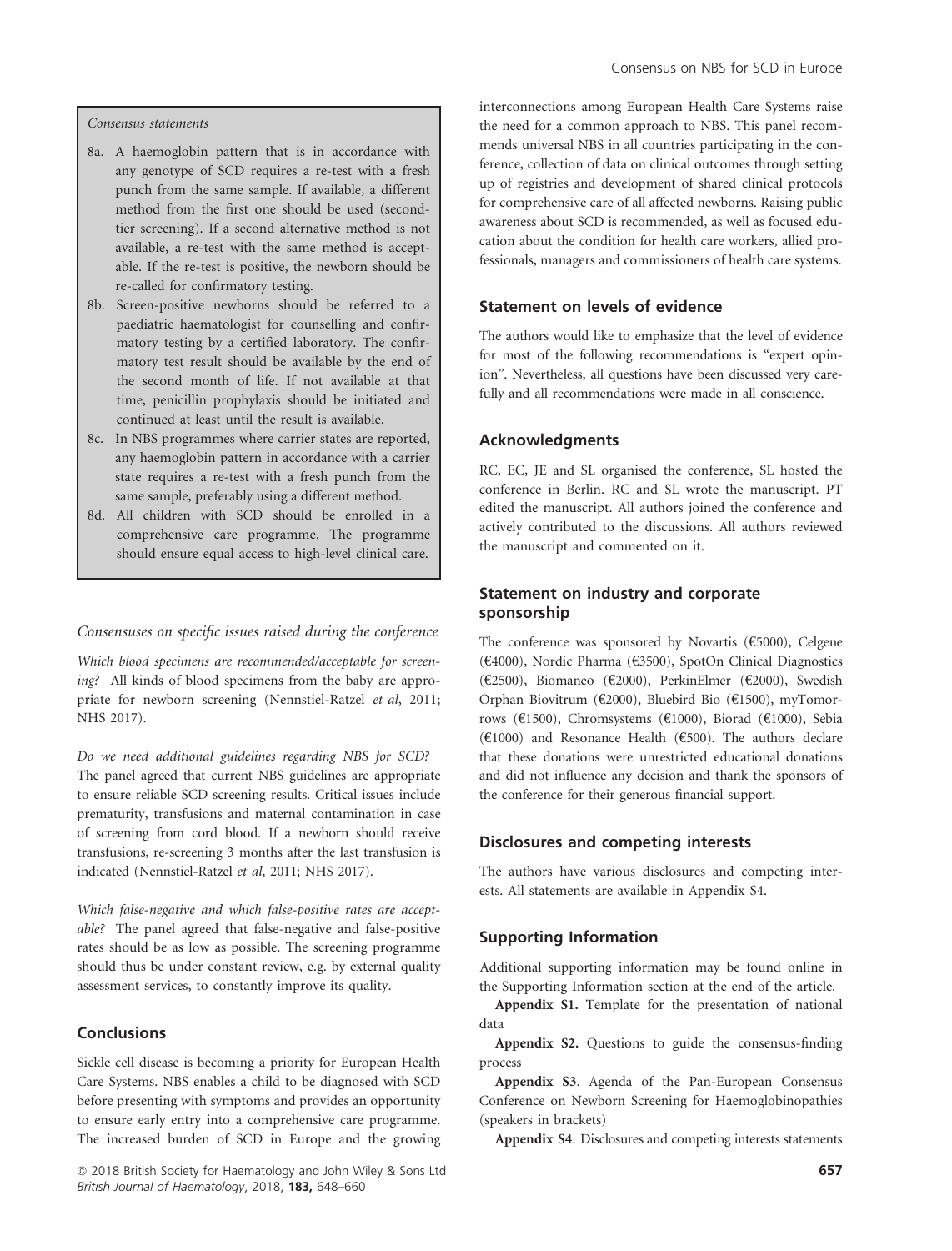*Consensus statements*

- 8a. A haemoglobin pattern that is in accordance with any genotype of SCD requires a re-test with a fresh punch from the same sample. If available, a different method from the first one should be used (second-tier screening). If a second alternative method is not available, a re-test with the same method is acceptable. If the re-test is positive, the newborn should be re-called for confirmatory testing.
- 8b. Screen-positive newborns should be referred to a paediatric haematologist for counselling and confirmatory testing by a certified laboratory. The confirmatory test result should be available by the end of the second month of life. If not available at that time, penicillin prophylaxis should be initiated and continued at least until the result is available.
- 8c. In NBS programmes where carrier states are reported, any haemoglobin pattern in accordance with a carrier state requires a re-test with a fresh punch from the same sample, preferably using a different method.
- 8d. All children with SCD should be enrolled in a comprehensive care programme. The programme should ensure equal access to high-level clinical care.

*Consensuses on specific issues raised during the conference*

*Which blood specimens are recommended/acceptable for screening?* All kinds of blood specimens from the baby are appropriate for newborn screening (Nennstiel-Ratzel *et al*, 2011; NHS 2017).

*Do we need additional guidelines regarding NBS for SCD?* The panel agreed that current NBS guidelines are appropriate to ensure reliable SCD screening results. Critical issues include prematurity, transfusions and maternal contamination in case of screening from cord blood. If a newborn should receive transfusions, re-screening 3 months after the last transfusion is indicated (Nennstiel-Ratzel *et al*, 2011; NHS 2017).

*Which false-negative and which false-positive rates are acceptable?* The panel agreed that false-negative and false-positive rates should be as low as possible. The screening programme should thus be under constant review, e.g. by external quality assessment services, to constantly improve its quality.

## Conclusions

Sickle cell disease is becoming a priority for European Health Care Systems. NBS enables a child to be diagnosed with SCD before presenting with symptoms and provides an opportunity to ensure early entry into a comprehensive care programme. The increased burden of SCD in Europe and the growing interconnections among European Health Care Systems raise the need for a common approach to NBS. This panel recommends universal NBS in all countries participating in the conference, collection of data on clinical outcomes through setting up of registries and development of shared clinical protocols for comprehensive care of all affected newborns. Raising public awareness about SCD is recommended, as well as focused education about the condition for health care workers, allied professionals, managers and commissioners of health care systems.

## Statement on levels of evidence

The authors would like to emphasize that the level of evidence for most of the following recommendations is "expert opinion". Nevertheless, all questions have been discussed very carefully and all recommendations were made in all conscience.

## Acknowledgments

RC, EC, JE and SL organised the conference, SL hosted the conference in Berlin. RC and SL wrote the manuscript. PT edited the manuscript. All authors joined the conference and actively contributed to the discussions. All authors reviewed the manuscript and commented on it.

## Statement on industry and corporate sponsorship

The conference was sponsored by Novartis (€5000), Celgene (€4000), Nordic Pharma (€3500), SpotOn Clinical Diagnostics (€2500), Biomaneo (€2000), PerkinElmer (€2000), Swedish Orphan Biovitrum (€2000), Bluebird Bio (€1500), myTomorrows (€1500), Chromsystems (€1000), Biorad (€1000), Sebia (€1000) and Resonance Health (€500). The authors declare that these donations were unrestricted educational donations and did not influence any decision and thank the sponsors of the conference for their generous financial support.

## Disclosures and competing interests

The authors have various disclosures and competing interests. All statements are available in Appendix S4.

## Supporting Information

Additional supporting information may be found online in the Supporting Information section at the end of the article.

**Appendix S1.** Template for the presentation of national data

**Appendix S2.** Questions to guide the consensus-finding process

**Appendix S3**. Agenda of the Pan-European Consensus Conference on Newborn Screening for Haemoglobinopathies (speakers in brackets)

**Appendix S4**. Disclosures and competing interests statements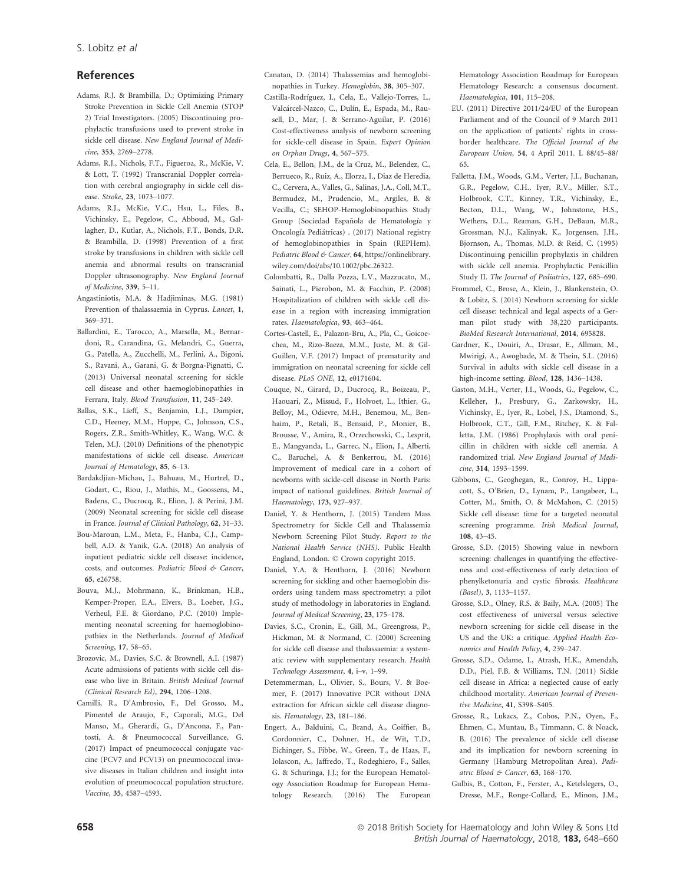## References

Adams, R.J. & Brambilla, D.; Optimizing Primary Stroke Prevention in Sickle Cell Anemia (STOP 2) Trial Investigators. (2005) Discontinuing prophylactic transfusions used to prevent stroke in sickle cell disease. *New England Journal of Medicine*, **353**, 2769–2778.

Adams, R.J., Nichols, F.T., Figueroa, R., McKie, V. & Lott, T. (1992) Transcranial Doppler correlation with cerebral angiography in sickle cell disease. *Stroke*, **23**, 1073–1077.

Adams, R.J., McKie, V.C., Hsu, L., Files, B., Vichinsky, E., Pegelow, C., Abboud, M., Gallagher, D., Kutlar, A., Nichols, F.T., Bonds, D.R. & Brambilla, D. (1998) Prevention of a first stroke by transfusions in children with sickle cell anemia and abnormal results on transcranial Doppler ultrasonography. *New England Journal of Medicine*, **339**, 5–11.

Angastiniotis, M.A. & Hadjiminas, M.G. (1981) Prevention of thalassaemia in Cyprus. *Lancet*, **1**, 369–371.

Ballardini, E., Tarocco, A., Marsella, M., Bernardoni, R., Carandina, G., Melandri, C., Guerra, G., Patella, A., Zucchelli, M., Ferlini, A., Bigoni, S., Ravani, A., Garani, G. & Borgna-Pignatti, C. (2013) Universal neonatal screening for sickle cell disease and other haemoglobinopathies in Ferrara, Italy. *Blood Transfusion*, **11**, 245–249.

Ballas, S.K., Lieff, S., Benjamin, L.J., Dampier, C.D., Heeney, M.M., Hoppe, C., Johnson, C.S., Rogers, Z.R., Smith-Whitley, K., Wang, W.C. & Telen, M.J. (2010) Definitions of the phenotypic manifestations of sickle cell disease. *American Journal of Hematology*, **85**, 6–13.

Bardakdjian-Michau, J., Bahuau, M., Hurtrel, D., Godart, C., Riou, J., Mathis, M., Goossens, M., Badens, C., Ducrocq, R., Elion, J. & Perini, J.M. (2009) Neonatal screening for sickle cell disease in France. *Journal of Clinical Pathology*, **62**, 31–33.

Bou-Maroun, L.M., Meta, F., Hanba, C.J., Campbell, A.D. & Yanik, G.A. (2018) An analysis of inpatient pediatric sickle cell disease: incidence, costs, and outcomes. *Pediatric Blood & Cancer*, **65**, e26758.

Bouva, M.J., Mohrmann, K., Brinkman, H.B., Kemper-Proper, E.A., Elvers, B., Loeber, J.G., Verheul, F.E. & Giordano, P.C. (2010) Implementing neonatal screening for haemoglobinopathies in the Netherlands. *Journal of Medical Screening*, **17**, 58–65.

Brozovic, M., Davies, S.C. & Brownell, A.I. (1987) Acute admissions of patients with sickle cell disease who live in Britain. *British Medical Journal (Clinical Research Ed)*, **294**, 1206–1208.

Camilli, R., D'Ambrosio, F., Del Grosso, M., Pimentel de Araujo, F., Caporali, M.G., Del Manso, M., Gherardi, G., D'Ancona, F., Pantosti, A. & Pneumococcal Surveillance, G. (2017) Impact of pneumococcal conjugate vaccine (PCV7 and PCV13) on pneumococcal invasive diseases in Italian children and insight into evolution of pneumococcal population structure. *Vaccine*, **35**, 4587–4593.

Canatan, D. (2014) Thalassemias and hemoglobinopathies in Turkey. *Hemoglobin*, **38**, 305–307.

Castilla-Rodríguez, I., Cela, E., Vallejo-Torres, L., Valcárcel-Nazco, C., Dulín, E., Espada, M., Rausell, D., Mar, J. & Serrano-Aguilar, P. (2016) Cost-effectiveness analysis of newborn screening for sickle-cell disease in Spain. *Expert Opinion on Orphan Drugs*, **4**, 567–575.

Cela, E., Bellon, J.M., de la Cruz, M., Belendez, C., Berrueco, R., Ruiz, A., Elorza, I., Diaz de Heredia, C., Cervera, A., Valles, G., Salinas, J.A., Coll, M.T., Bermudez, M., Prudencio, M., Argiles, B. & Vecilla, C.; SEHOP-Hemoglobinopathies Study Group (Sociedad Española de Hematología y Oncología Pediátricas) . (2017) National registry of hemoglobinopathies in Spain (REPHem). *Pediatric Blood & Cancer*, **64**, https://onlinelibrary.wiley.com/doi/abs/10.1002/pbc.26322.

Colombatti, R., Dalla Pozza, L.V., Mazzucato, M., Sainati, L., Pierobon, M. & Facchin, P. (2008) Hospitalization of children with sickle cell disease in a region with increasing immigration rates. *Haematologica*, **93**, 463–464.

Cortes-Castell, E., Palazon-Bru, A., Pla, C., Goicoechea, M., Rizo-Baeza, M.M., Juste, M. & Gil-Guillen, V.F. (2017) Impact of prematurity and immigration on neonatal screening for sickle cell disease. *PLoS ONE*, **12**, e0171604.

Couque, N., Girard, D., Ducrocq, R., Boizeau, P., Haouari, Z., Missud, F., Holvoet, L., Ithier, G., Belloy, M., Odievre, M.H., Benemou, M., Benhaim, P., Retali, B., Bensaid, P., Monier, B., Brousse, V., Amira, R., Orzechowski, C., Lesprit, E., Mangyanda, L., Garrec, N., Elion, J., Alberti, C., Baruchel, A. & Benkerrou, M. (2016) Improvement of medical care in a cohort of newborns with sickle-cell disease in North Paris: impact of national guidelines. *British Journal of Haematology*, **173**, 927–937.

Daniel, Y. & Henthorn, J. (2015) Tandem Mass Spectrometry for Sickle Cell and Thalassemia Newborn Screening Pilot Study. *Report to the National Health Service (NHS)*. Public Health England, London. © Crown copyright 2015.

Daniel, Y.A. & Henthorn, J. (2016) Newborn screening for sickling and other haemoglobin disorders using tandem mass spectrometry: a pilot study of methodology in laboratories in England. *Journal of Medical Screening*, **23**, 175–178.

Davies, S.C., Cronin, E., Gill, M., Greengross, P., Hickman, M. & Normand, C. (2000) Screening for sickle cell disease and thalassaemia: a systematic review with supplementary research. *Health Technology Assessment*, **4**, i–v, 1–99.

Detemmerman, L., Olivier, S., Bours, V. & Boemer, F. (2017) Innovative PCR without DNA extraction for African sickle cell disease diagnosis. *Hematology*, **23**, 181–186.

Engert, A., Balduini, C., Brand, A., Coiffier, B., Cordonnier, C., Dohner, H., de Wit, T.D., Eichinger, S., Fibbe, W., Green, T., de Haas, F., Iolascon, A., Jaffredo, T., Rodeghiero, F., Salles, G. & Schuringa, J.J.; for the European Hematology Association Roadmap for European Hematology Research. (2016) The European Hematology Association Roadmap for European Hematology Research: a consensus document. *Haematologica*, **101**, 115–208.

EU. (2011) Directive 2011/24/EU of the European Parliament and of the Council of 9 March 2011 on the application of patients' rights in cross-border healthcare. *The Official Journal of the European Union*, **54**, 4 April 2011. L 88/45–88/65.

Falletta, J.M., Woods, G.M., Verter, J.I., Buchanan, G.R., Pegelow, C.H., Iyer, R.V., Miller, S.T., Holbrook, C.T., Kinney, T.R., Vichinsky, E., Becton, D.L., Wang, W., Johnstone, H.S., Wethers, D.L., Reaman, G.H., DeBaun, M.R., Grossman, N.J., Kalinyak, K., Jorgensen, J.H., Bjornson, A., Thomas, M.D. & Reid, C. (1995) Discontinuing penicillin prophylaxis in children with sickle cell anemia. Prophylactic Penicillin Study II. *The Journal of Pediatrics*, **127**, 685–690.

Frommel, C., Brose, A., Klein, J., Blankenstein, O. & Lobitz, S. (2014) Newborn screening for sickle cell disease: technical and legal aspects of a German pilot study with 38,220 participants. *BioMed Research International*, **2014**, 695828.

Gardner, K., Douiri, A., Drasar, E., Allman, M., Mwirigi, A., Awogbade, M. & Thein, S.L. (2016) Survival in adults with sickle cell disease in a high-income setting. *Blood*, **128**, 1436–1438.

Gaston, M.H., Verter, J.I., Woods, G., Pegelow, C., Kelleher, J., Presbury, G., Zarkowsky, H., Vichinsky, E., Iyer, R., Lobel, J.S., Diamond, S., Holbrook, C.T., Gill, F.M., Ritchey, K. & Falletta, J.M. (1986) Prophylaxis with oral penicillin in children with sickle cell anemia. A randomized trial. *New England Journal of Medicine*, **314**, 1593–1599.

Gibbons, C., Geoghegan, R., Conroy, H., Lippacott, S., O'Brien, D., Lynam, P., Langabeer, L., Cotter, M., Smith, O. & McMahon, C. (2015) Sickle cell disease: time for a targeted neonatal screening programme. *Irish Medical Journal*, **108**, 43–45.

Grosse, S.D. (2015) Showing value in newborn screening: challenges in quantifying the effectiveness and cost-effectiveness of early detection of phenylketonuria and cystic fibrosis. *Healthcare (Basel)*, **3**, 1133–1157.

Grosse, S.D., Olney, R.S. & Baily, M.A. (2005) The cost effectiveness of universal versus selective newborn screening for sickle cell disease in the US and the UK: a critique. *Applied Health Economics and Health Policy*, **4**, 239–247.

Grosse, S.D., Odame, I., Atrash, H.K., Amendah, D.D., Piel, F.B. & Williams, T.N. (2011) Sickle cell disease in Africa: a neglected cause of early childhood mortality. *American Journal of Preventive Medicine*, **41**, S398–S405.

Grosse, R., Lukacs, Z., Cobos, P.N., Oyen, F., Ehmen, C., Muntau, B., Timmann, C. & Noack, B. (2016) The prevalence of sickle cell disease and its implication for newborn screening in Germany (Hamburg Metropolitan Area). *Pediatric Blood & Cancer*, **63**, 168–170.

Gulbis, B., Cotton, F., Ferster, A., Ketelslegers, O., Dresse, M.F., Ronge-Collard, E., Minon, J.M.,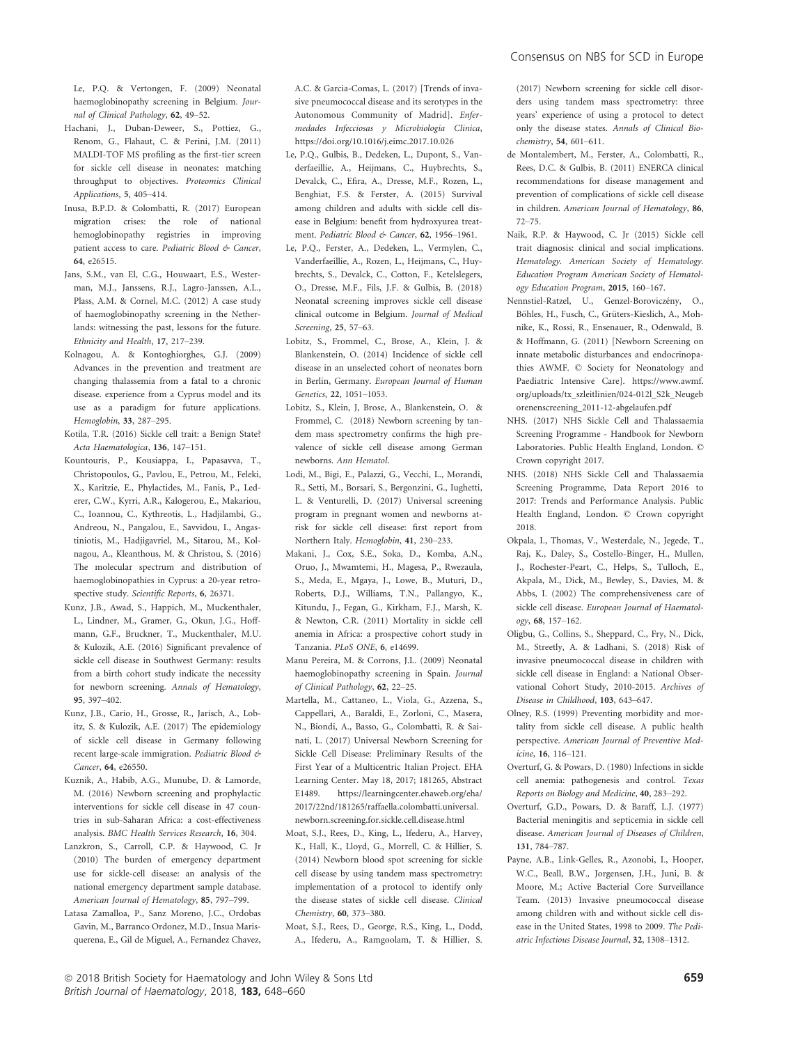Le, P.Q. & Vertongen, F. (2009) Neonatal haemoglobinopathy screening in Belgium. *Journal of Clinical Pathology*, **62**, 49–52.

Hachani, J., Duban-Deweer, S., Pottiez, G., Renom, G., Flahaut, C. & Perini, J.M. (2011) MALDI-TOF MS profiling as the first-tier screen for sickle cell disease in neonates: matching throughput to objectives. *Proteomics Clinical Applications*, **5**, 405–414.

Inusa, B.P.D. & Colombatti, R. (2017) European migration crises: the role of national hemoglobinopathy registries in improving patient access to care. *Pediatric Blood & Cancer*, **64**, e26515.

Jans, S.M., van El, C.G., Houwaart, E.S., Westerman, M.J., Janssens, R.J., Lagro-Janssen, A.L., Plass, A.M. & Cornel, M.C. (2012) A case study of haemoglobinopathy screening in the Netherlands: witnessing the past, lessons for the future. *Ethnicity and Health*, **17**, 217–239.

Kolnagou, A. & Kontoghiorghes, G.J. (2009) Advances in the prevention and treatment are changing thalassemia from a fatal to a chronic disease. experience from a Cyprus model and its use as a paradigm for future applications. *Hemoglobin*, **33**, 287–295.

Kotila, T.R. (2016) Sickle cell trait: a Benign State? *Acta Haematologica*, **136**, 147–151.

Kountouris, P., Kousiappa, I., Papasavva, T., Christopoulos, G., Pavlou, E., Petrou, M., Feleki, X., Karitzie, E., Phylactides, M., Fanis, P., Lederer, C.W., Kyrri, A.R., Kalogerou, E., Makariou, C., Ioannou, C., Kythreotis, L., Hadjilambi, G., Andreou, N., Pangalou, E., Savvidou, I., Angastiniotis, M., Hadjigavriel, M., Sitarou, M., Kolnagou, A., Kleanthous, M. & Christou, S. (2016) The molecular spectrum and distribution of haemoglobinopathies in Cyprus: a 20-year retrospective study. *Scientific Reports*, **6**, 26371.

Kunz, J.B., Awad, S., Happich, M., Muckenthaler, L., Lindner, M., Gramer, G., Okun, J.G., Hoffmann, G.F., Bruckner, T., Muckenthaler, M.U. & Kulozik, A.E. (2016) Significant prevalence of sickle cell disease in Southwest Germany: results from a birth cohort study indicate the necessity for newborn screening. *Annals of Hematology*, **95**, 397–402.

Kunz, J.B., Cario, H., Grosse, R., Jarisch, A., Lobitz, S. & Kulozik, A.E. (2017) The epidemiology of sickle cell disease in Germany following recent large-scale immigration. *Pediatric Blood & Cancer*, **64**, e26550.

Kuznik, A., Habib, A.G., Munube, D. & Lamorde, M. (2016) Newborn screening and prophylactic interventions for sickle cell disease in 47 countries in sub-Saharan Africa: a cost-effectiveness analysis. *BMC Health Services Research*, **16**, 304.

Lanzkron, S., Carroll, C.P. & Haywood, C. Jr (2010) The burden of emergency department use for sickle-cell disease: an analysis of the national emergency department sample database. *American Journal of Hematology*, **85**, 797–799.

Latasa Zamalloa, P., Sanz Moreno, J.C., Ordobas Gavin, M., Barranco Ordonez, M.D., Insua Marisquerena, E., Gil de Miguel, A., Fernandez Chavez, A.C. & Garcia-Comas, L. (2017) [Trends of invasive pneumococcal disease and its serotypes in the Autonomous Community of Madrid]. *Enfermedades Infecciosas y Microbiologia Clinica*, https://doi.org/10.1016/j.eimc.2017.10.026

Le, P.Q., Gulbis, B., Dedeken, L., Dupont, S., Vanderfaeillie, A., Heijmans, C., Huybrechts, S., Devalck, C., Efira, A., Dresse, M.F., Rozen, L., Benghiat, F.S. & Ferster, A. (2015) Survival among children and adults with sickle cell disease in Belgium: benefit from hydroxyurea treatment. *Pediatric Blood & Cancer*, **62**, 1956–1961.

Le, P.Q., Ferster, A., Dedeken, L., Vermylen, C., Vanderfaeillie, A., Rozen, L., Heijmans, C., Huybrechts, S., Devalck, C., Cotton, F., Ketelslegers, O., Dresse, M.F., Fils, J.F. & Gulbis, B. (2018) Neonatal screening improves sickle cell disease clinical outcome in Belgium. *Journal of Medical Screening*, **25**, 57–63.

Lobitz, S., Frommel, C., Brose, A., Klein, J. & Blankenstein, O. (2014) Incidence of sickle cell disease in an unselected cohort of neonates born in Berlin, Germany. *European Journal of Human Genetics*, **22**, 1051–1053.

Lobitz, S., Klein, J, Brose, A., Blankenstein, O. & Frommel, C. (2018) Newborn screening by tandem mass spectrometry confirms the high prevalence of sickle cell disease among German newborns. *Ann Hematol*.

Lodi, M., Bigi, E., Palazzi, G., Vecchi, L., Morandi, R., Setti, M., Borsari, S., Bergonzini, G., Iughetti, L. & Venturelli, D. (2017) Universal screening program in pregnant women and newborns at-risk for sickle cell disease: first report from Northern Italy. *Hemoglobin*, **41**, 230–233.

Makani, J., Cox, S.E., Soka, D., Komba, A.N., Oruo, J., Mwamtemi, H., Magesa, P., Rwezaula, S., Meda, E., Mgaya, J., Lowe, B., Muturi, D., Roberts, D.J., Williams, T.N., Pallangyo, K., Kitundu, J., Fegan, G., Kirkham, F.J., Marsh, K. & Newton, C.R. (2011) Mortality in sickle cell anemia in Africa: a prospective cohort study in Tanzania. *PLoS ONE*, **6**, e14699.

Manu Pereira, M. & Corrons, J.L. (2009) Neonatal haemoglobinopathy screening in Spain. *Journal of Clinical Pathology*, **62**, 22–25.

Martella, M., Cattaneo, L., Viola, G., Azzena, S., Cappellari, A., Baraldi, E., Zorloni, C., Masera, N., Biondi, A., Basso, G., Colombatti, R. & Sainati, L. (2017) Universal Newborn Screening for Sickle Cell Disease: Preliminary Results of the First Year of a Multicentric Italian Project. EHA Learning Center. May 18, 2017; 181265, Abstract E1489. https://learningcenter.ehaweb.org/eha/2017/22nd/181265/raffaella.colombatti.universal.newborn.screening.for.sickle.cell.disease.html

Moat, S.J., Rees, D., King, L., Ifederu, A., Harvey, K., Hall, K., Lloyd, G., Morrell, C. & Hillier, S. (2014) Newborn blood spot screening for sickle cell disease by using tandem mass spectrometry: implementation of a protocol to identify only the disease states of sickle cell disease. *Clinical Chemistry*, **60**, 373–380.

Moat, S.J., Rees, D., George, R.S., King, L., Dodd, A., Ifederu, A., Ramgoolam, T. & Hillier, S. (2017) Newborn screening for sickle cell disorders using tandem mass spectrometry: three years' experience of using a protocol to detect only the disease states. *Annals of Clinical Biochemistry*, **54**, 601–611.

de Montalembert, M., Ferster, A., Colombatti, R., Rees, D.C. & Gulbis, B. (2011) ENERCA clinical recommendations for disease management and prevention of complications of sickle cell disease in children. *American Journal of Hematology*, **86**, 72–75.

Naik, R.P. & Haywood, C. Jr (2015) Sickle cell trait diagnosis: clinical and social implications. *Hematology. American Society of Hematology. Education Program American Society of Hematology Education Program*, **2015**, 160–167.

Nennstiel-Ratzel, U., Genzel-Boroviczény, O., Böhles, H., Fusch, C., Grüters-Kieslich, A., Mohnike, K., Rossi, R., Ensenauer, R., Odenwald, B. & Hoffmann, G. (2011) [Newborn Screening on innate metabolic disturbances and endocrinopathies AWMF. © Society for Neonatology and Paediatric Intensive Care]. https://www.awmf.org/uploads/tx_szleitlinien/024-012l_S2k_Neugeborenenscreening_2011-12-abgelaufen.pdf

NHS. (2017) NHS Sickle Cell and Thalassaemia Screening Programme - Handbook for Newborn Laboratories. Public Health England, London. © Crown copyright 2017.

NHS. (2018) NHS Sickle Cell and Thalassaemia Screening Programme, Data Report 2016 to 2017: Trends and Performance Analysis. Public Health England, London. © Crown copyright 2018.

Okpala, I., Thomas, V., Westerdale, N., Jegede, T., Raj, K., Daley, S., Costello-Binger, H., Mullen, J., Rochester-Peart, C., Helps, S., Tulloch, E., Akpala, M., Dick, M., Bewley, S., Davies, M. & Abbs, I. (2002) The comprehensiveness care of sickle cell disease. *European Journal of Haematology*, **68**, 157–162.

Oligbu, G., Collins, S., Sheppard, C., Fry, N., Dick, M., Streetly, A. & Ladhani, S. (2018) Risk of invasive pneumococcal disease in children with sickle cell disease in England: a National Observational Cohort Study, 2010-2015. *Archives of Disease in Childhood*, **103**, 643–647.

Olney, R.S. (1999) Preventing morbidity and mortality from sickle cell disease. A public health perspective. *American Journal of Preventive Medicine*, **16**, 116–121.

Overturf, G. & Powars, D. (1980) Infections in sickle cell anemia: pathogenesis and control. *Texas Reports on Biology and Medicine*, **40**, 283–292.

Overturf, G.D., Powars, D. & Baraff, L.J. (1977) Bacterial meningitis and septicemia in sickle cell disease. *American Journal of Diseases of Children*, **131**, 784–787.

Payne, A.B., Link-Gelles, R., Azonobi, I., Hooper, W.C., Beall, B.W., Jorgensen, J.H., Juni, B. & Moore, M.; Active Bacterial Core Surveillance Team. (2013) Invasive pneumococcal disease among children with and without sickle cell disease in the United States, 1998 to 2009. *The Pediatric Infectious Disease Journal*, **32**, 1308–1312.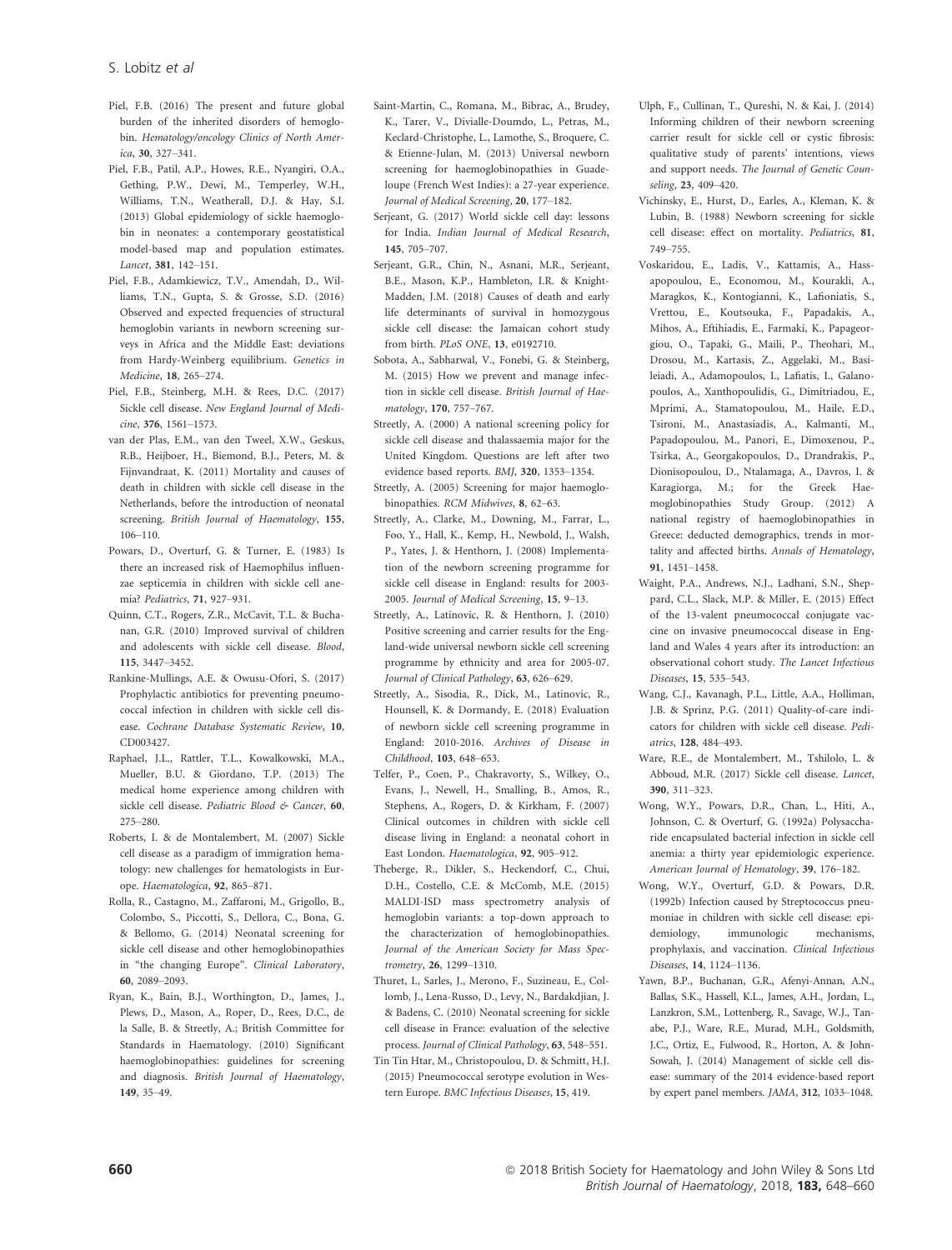Piel, F.B. (2016) The present and future global burden of the inherited disorders of hemoglobin. *Hematology/oncology Clinics of North America*, **30**, 327–341.

Piel, F.B., Patil, A.P., Howes, R.E., Nyangiri, O.A., Gething, P.W., Dewi, M., Temperley, W.H., Williams, T.N., Weatherall, D.J. & Hay, S.I. (2013) Global epidemiology of sickle haemoglobin in neonates: a contemporary geostatistical model-based map and population estimates. *Lancet*, **381**, 142–151.

Piel, F.B., Adamkiewicz, T.V., Amendah, D., Williams, T.N., Gupta, S. & Grosse, S.D. (2016) Observed and expected frequencies of structural hemoglobin variants in newborn screening surveys in Africa and the Middle East: deviations from Hardy-Weinberg equilibrium. *Genetics in Medicine*, **18**, 265–274.

Piel, F.B., Steinberg, M.H. & Rees, D.C. (2017) Sickle cell disease. *New England Journal of Medicine*, **376**, 1561–1573.

van der Plas, E.M., van den Tweel, X.W., Geskus, R.B., Heijboer, H., Biemond, B.J., Peters, M. & Fijnvandraat, K. (2011) Mortality and causes of death in children with sickle cell disease in the Netherlands, before the introduction of neonatal screening. *British Journal of Haematology*, **155**, 106–110.

Powars, D., Overturf, G. & Turner, E. (1983) Is there an increased risk of Haemophilus influenzae septicemia in children with sickle cell anemia? *Pediatrics*, **71**, 927–931.

Quinn, C.T., Rogers, Z.R., McCavit, T.L. & Buchanan, G.R. (2010) Improved survival of children and adolescents with sickle cell disease. *Blood*, **115**, 3447–3452.

Rankine-Mullings, A.E. & Owusu-Ofori, S. (2017) Prophylactic antibiotics for preventing pneumococcal infection in children with sickle cell disease. *Cochrane Database Systematic Review*, **10**, CD003427.

Raphael, J.L., Rattler, T.L., Kowalkowski, M.A., Mueller, B.U. & Giordano, T.P. (2013) The medical home experience among children with sickle cell disease. *Pediatric Blood & Cancer*, **60**, 275–280.

Roberts, I. & de Montalembert, M. (2007) Sickle cell disease as a paradigm of immigration hematology: new challenges for hematologists in Europe. *Haematologica*, **92**, 865–871.

Rolla, R., Castagno, M., Zaffaroni, M., Grigollo, B., Colombo, S., Piccotti, S., Dellora, C., Bona, G. & Bellomo, G. (2014) Neonatal screening for sickle cell disease and other hemoglobinopathies in "the changing Europe". *Clinical Laboratory*, **60**, 2089–2093.

Ryan, K., Bain, B.J., Worthington, D., James, J., Plews, D., Mason, A., Roper, D., Rees, D.C., de la Salle, B. & Streetly, A.; British Committee for Standards in Haematology. (2010) Significant haemoglobinopathies: guidelines for screening and diagnosis. *British Journal of Haematology*, **149**, 35–49.

Saint-Martin, C., Romana, M., Bibrac, A., Brudey, K., Tarer, V., Divialle-Doumdo, L., Petras, M., Keclard-Christophe, L., Lamothe, S., Broquere, C. & Etienne-Julan, M. (2013) Universal newborn screening for haemoglobinopathies in Guadeloupe (French West Indies): a 27-year experience. *Journal of Medical Screening*, **20**, 177–182.

Serjeant, G. (2017) World sickle cell day: lessons for India. *Indian Journal of Medical Research*, **145**, 705–707.

Serjeant, G.R., Chin, N., Asnani, M.R., Serjeant, B.E., Mason, K.P., Hambleton, I.R. & Knight-Madden, J.M. (2018) Causes of death and early life determinants of survival in homozygous sickle cell disease: the Jamaican cohort study from birth. *PLoS ONE*, **13**, e0192710.

Sobota, A., Sabharwal, V., Fonebi, G. & Steinberg, M. (2015) How we prevent and manage infection in sickle cell disease. *British Journal of Haematology*, **170**, 757–767.

Streetly, A. (2000) A national screening policy for sickle cell disease and thalassaemia major for the United Kingdom. Questions are left after two evidence based reports. *BMJ*, **320**, 1353–1354.

Streetly, A. (2005) Screening for major haemoglobinopathies. *RCM Midwives*, **8**, 62–63.

Streetly, A., Clarke, M., Downing, M., Farrar, L., Foo, Y., Hall, K., Kemp, H., Newbold, J., Walsh, P., Yates, J. & Henthorn, J. (2008) Implementation of the newborn screening programme for sickle cell disease in England: results for 2003-2005. *Journal of Medical Screening*, **15**, 9–13.

Streetly, A., Latinovic, R. & Henthorn, J. (2010) Positive screening and carrier results for the England-wide universal newborn sickle cell screening programme by ethnicity and area for 2005-07. *Journal of Clinical Pathology*, **63**, 626–629.

Streetly, A., Sisodia, R., Dick, M., Latinovic, R., Hounsell, K. & Dormandy, E. (2018) Evaluation of newborn sickle cell screening programme in England: 2010-2016. *Archives of Disease in Childhood*, **103**, 648–653.

Telfer, P., Coen, P., Chakravorty, S., Wilkey, O., Evans, J., Newell, H., Smalling, B., Amos, R., Stephens, A., Rogers, D. & Kirkham, F. (2007) Clinical outcomes in children with sickle cell disease living in England: a neonatal cohort in East London. *Haematologica*, **92**, 905–912.

Theberge, R., Dikler, S., Heckendorf, C., Chui, D.H., Costello, C.E. & McComb, M.E. (2015) MALDI-ISD mass spectrometry analysis of hemoglobin variants: a top-down approach to the characterization of hemoglobinopathies. *Journal of the American Society for Mass Spectrometry*, **26**, 1299–1310.

Thuret, I., Sarles, J., Merono, F., Suzineau, E., Collomb, J., Lena-Russo, D., Levy, N., Bardakdjian, J. & Badens, C. (2010) Neonatal screening for sickle cell disease in France: evaluation of the selective process. *Journal of Clinical Pathology*, **63**, 548–551.

Tin Tin Htar, M., Christopoulou, D. & Schmitt, H.J. (2015) Pneumococcal serotype evolution in Western Europe. *BMC Infectious Diseases*, **15**, 419.

Ulph, F., Cullinan, T., Qureshi, N. & Kai, J. (2014) Informing children of their newborn screening carrier result for sickle cell or cystic fibrosis: qualitative study of parents' intentions, views and support needs. *The Journal of Genetic Counseling*, **23**, 409–420.

Vichinsky, E., Hurst, D., Earles, A., Kleman, K. & Lubin, B. (1988) Newborn screening for sickle cell disease: effect on mortality. *Pediatrics*, **81**, 749–755.

Voskaridou, E., Ladis, V., Kattamis, A., Hassapopoulou, E., Economou, M., Kourakli, A., Maragkos, K., Kontogianni, K., Lafioniatis, S., Vrettou, E., Koutsouka, F., Papadakis, A., Mihos, A., Eftihiadis, E., Farmaki, K., Papageorgiou, O., Tapaki, G., Maili, P., Theohari, M., Drosou, M., Kartasis, Z., Aggelaki, M., Basileiadi, A., Adamopoulos, I., Lafiatis, I., Galanopoulos, A., Xanthopoulidis, G., Dimitriadou, E., Mprimi, A., Stamatopoulou, M., Haile, E.D., Tsironi, M., Anastasiadis, A., Kalmanti, M., Papadopoulou, M., Panori, E., Dimoxenou, P., Tsirka, A., Georgakopoulos, D., Drandrakis, P., Dionisopoulou, D., Ntalamaga, A., Davros, I. & Karagiorga, M.; for the Greek Haemoglobinopathies Study Group. (2012) A national registry of haemoglobinopathies in Greece: deducted demographics, trends in mortality and affected births. *Annals of Hematology*, **91**, 1451–1458.

Waight, P.A., Andrews, N.J., Ladhani, S.N., Sheppard, C.L., Slack, M.P. & Miller, E. (2015) Effect of the 13-valent pneumococcal conjugate vaccine on invasive pneumococcal disease in England and Wales 4 years after its introduction: an observational cohort study. *The Lancet Infectious Diseases*, **15**, 535–543.

Wang, C.J., Kavanagh, P.L., Little, A.A., Holliman, J.B. & Sprinz, P.G. (2011) Quality-of-care indicators for children with sickle cell disease. *Pediatrics*, **128**, 484–493.

Ware, R.E., de Montalembert, M., Tshilolo, L. & Abboud, M.R. (2017) Sickle cell disease. *Lancet*, **390**, 311–323.

Wong, W.Y., Powars, D.R., Chan, L., Hiti, A., Johnson, C. & Overturf, G. (1992a) Polysaccharide encapsulated bacterial infection in sickle cell anemia: a thirty year epidemiologic experience. *American Journal of Hematology*, **39**, 176–182.

Wong, W.Y., Overturf, G.D. & Powars, D.R. (1992b) Infection caused by Streptococcus pneumoniae in children with sickle cell disease: epidemiology, immunologic mechanisms, prophylaxis, and vaccination. *Clinical Infectious Diseases*, **14**, 1124–1136.

Yawn, B.P., Buchanan, G.R., Afenyi-Annan, A.N., Ballas, S.K., Hassell, K.L., James, A.H., Jordan, L., Lanzkron, S.M., Lottenberg, R., Savage, W.J., Tanabe, P.J., Ware, R.E., Murad, M.H., Goldsmith, J.C., Ortiz, E., Fulwood, R., Horton, A. & John-Sowah, J. (2014) Management of sickle cell disease: summary of the 2014 evidence-based report by expert panel members. *JAMA*, **312**, 1033–1048.